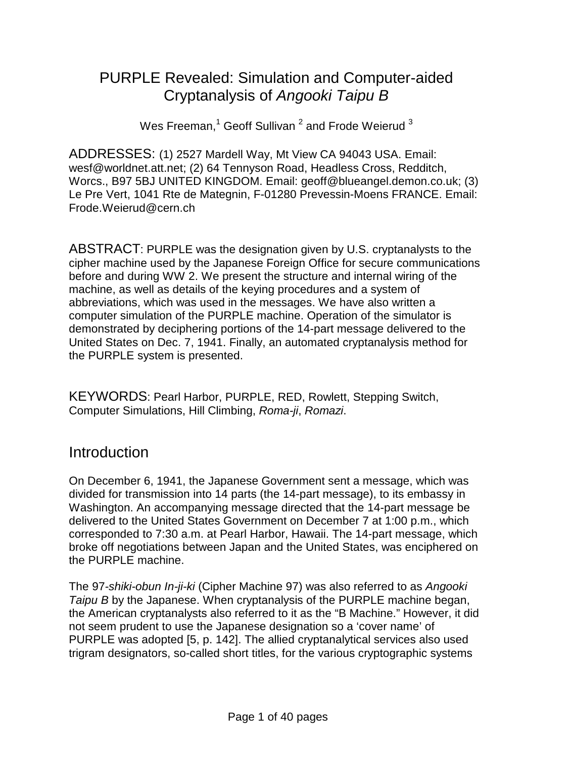# PURPLE Revealed: Simulation and Computer-aided Cryptanalysis of *Angooki Taipu B*

Wes Freeman,[1] Geoff Sullivan [2] and Frode Weierud [3]

ADDRESSES: (1) 2527 Mardell Way, Mt View CA 94043 USA. Email: wesf@worldnet.att.net; (2) 64 Tennyson Road, Headless Cross, Redditch, Worcs., B97 5BJ UNITED KINGDOM. Email: geoff@blueangel.demon.co.uk; (3) Le Pre Vert, 1041 Rte de Mategnin, F-01280 Prevessin-Moens FRANCE. Email: Frode.Weierud@cern.ch

ABSTRACT: PURPLE was the designation given by U.S. cryptanalysts to the cipher machine used by the Japanese Foreign Office for secure communications before and during WW 2. We present the structure and internal wiring of the machine, as well as details of the keying procedures and a system of abbreviations, which was used in the messages. We have also written a computer simulation of the PURPLE machine. Operation of the simulator is demonstrated by deciphering portions of the 14-part message delivered to the United States on Dec. 7, 1941. Finally, an automated cryptanalysis method for the PURPLE system is presented.

KEYWORDS: Pearl Harbor, PURPLE, RED, Rowlett, Stepping Switch, Computer Simulations, Hill Climbing, *Roma-ji*, *Romazi*.

## Introduction

On December 6, 1941, the Japanese Government sent a message, which was divided for transmission into 14 parts (the 14-part message), to its embassy in Washington. An accompanying message directed that the 14-part message be delivered to the United States Government on December 7 at 1:00 p.m., which corresponded to 7:30 a.m. at Pearl Harbor, Hawaii. The 14-part message, which broke off negotiations between Japan and the United States, was enciphered on the PURPLE machine.

The 97-*shiki-obun In-ji-ki* (Cipher Machine 97) was also referred to as *Angooki Taipu B* by the Japanese. When cryptanalysis of the PURPLE machine began, the American cryptanalysts also referred to it as the “B Machine.” However, it did not seem prudent to use the Japanese designation so a ‘cover name’ of PURPLE was adopted [5, p. 142]. The allied cryptanalytical services also used trigram designators, so-called short titles, for the various cryptographic systems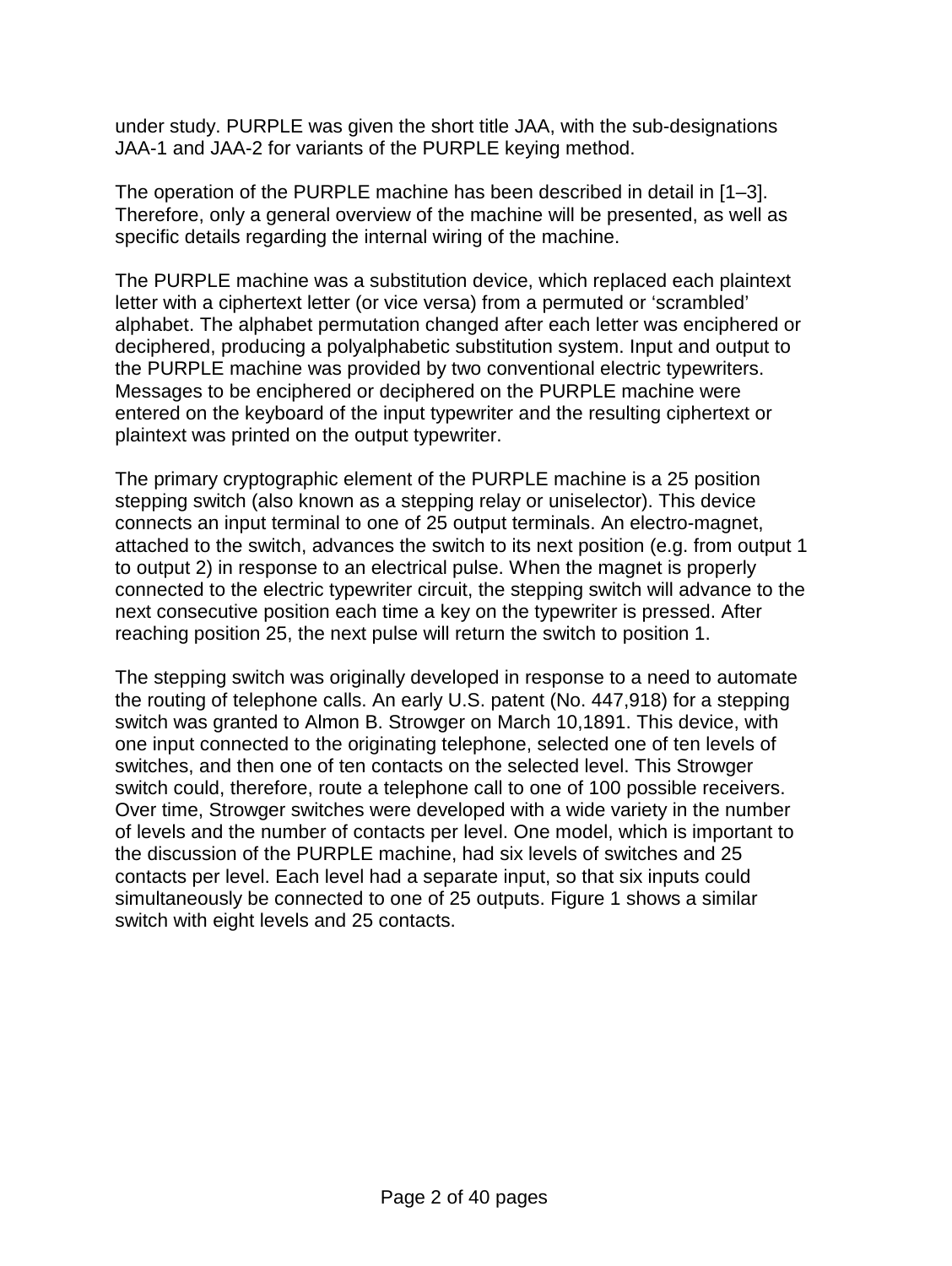under study. PURPLE was given the short title JAA, with the sub-designations JAA-1 and JAA-2 for variants of the PURPLE keying method.

The operation of the PURPLE machine has been described in detail in [1–3]. Therefore, only a general overview of the machine will be presented, as well as specific details regarding the internal wiring of the machine.

The PURPLE machine was a substitution device, which replaced each plaintext letter with a ciphertext letter (or vice versa) from a permuted or 'scrambled' alphabet. The alphabet permutation changed after each letter was enciphered or deciphered, producing a polyalphabetic substitution system. Input and output to the PURPLE machine was provided by two conventional electric typewriters. Messages to be enciphered or deciphered on the PURPLE machine were entered on the keyboard of the input typewriter and the resulting ciphertext or plaintext was printed on the output typewriter.

The primary cryptographic element of the PURPLE machine is a 25 position stepping switch (also known as a stepping relay or uniselector). This device connects an input terminal to one of 25 output terminals. An electro-magnet, attached to the switch, advances the switch to its next position (e.g. from output 1 to output 2) in response to an electrical pulse. When the magnet is properly connected to the electric typewriter circuit, the stepping switch will advance to the next consecutive position each time a key on the typewriter is pressed. After reaching position 25, the next pulse will return the switch to position 1.

The stepping switch was originally developed in response to a need to automate the routing of telephone calls. An early U.S. patent (No. 447,918) for a stepping switch was granted to Almon B. Strowger on March 10,1891. This device, with one input connected to the originating telephone, selected one of ten levels of switches, and then one of ten contacts on the selected level. This Strowger switch could, therefore, route a telephone call to one of 100 possible receivers. Over time, Strowger switches were developed with a wide variety in the number of levels and the number of contacts per level. One model, which is important to the discussion of the PURPLE machine, had six levels of switches and 25 contacts per level. Each level had a separate input, so that six inputs could simultaneously be connected to one of 25 outputs. Figure 1 shows a similar switch with eight levels and 25 contacts.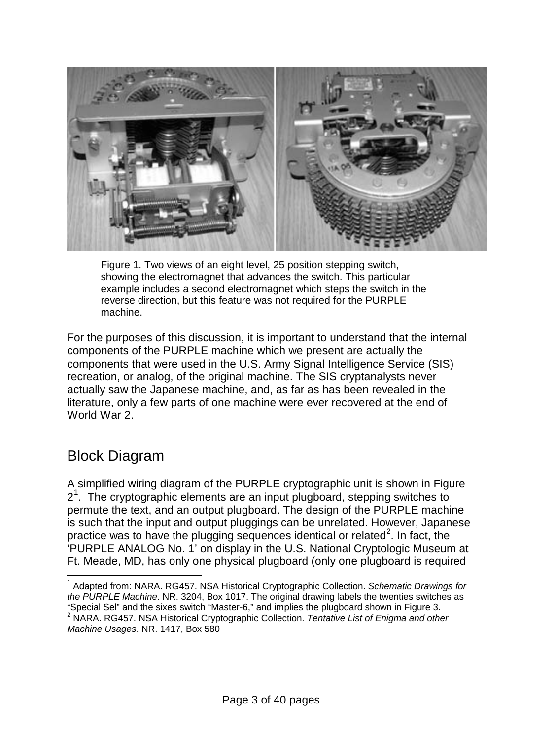Figure 1. Two views of an eight level, 25 position stepping switch, showing the electromagnet that advances the switch. This particular example includes a second electromagnet which steps the switch in the reverse direction, but this feature was not required for the PURPLE machine.

For the purposes of this discussion, it is important to understand that the internal components of the PURPLE machine which we present are actually the components that were used in the U.S. Army Signal Intelligence Service (SIS) recreation, or analog, of the original machine. The SIS cryptanalysts never actually saw the Japanese machine, and, as far as has been revealed in the literature, only a few parts of one machine were ever recovered at the end of World War 2.

## Block Diagram

A simplified wiring diagram of the PURPLE cryptographic unit is shown in Figure 2[1]. The cryptographic elements are an input plugboard, stepping switches to permute the text, and an output plugboard. The design of the PURPLE machine is such that the input and output pluggings can be unrelated. However, Japanese practice was to have the plugging sequences identical or related[2]. In fact, the 'PURPLE ANALOG No. 1' on display in the U.S. National Cryptologic Museum at Ft. Meade, MD, has only one physical plugboard (only one plugboard is required

---

[1] Adapted from: NARA. RG457. NSA Historical Cryptographic Collection. *Schematic Drawings for the PURPLE Machine*. NR. 3204, Box 1017. The original drawing labels the twenties switches as "Special Sel" and the sixes switch "Master-6," and implies the plugboard shown in Figure 3.

[2] NARA. RG457. NSA Historical Cryptographic Collection. *Tentative List of Enigma and other Machine Usages*. NR. 1417, Box 580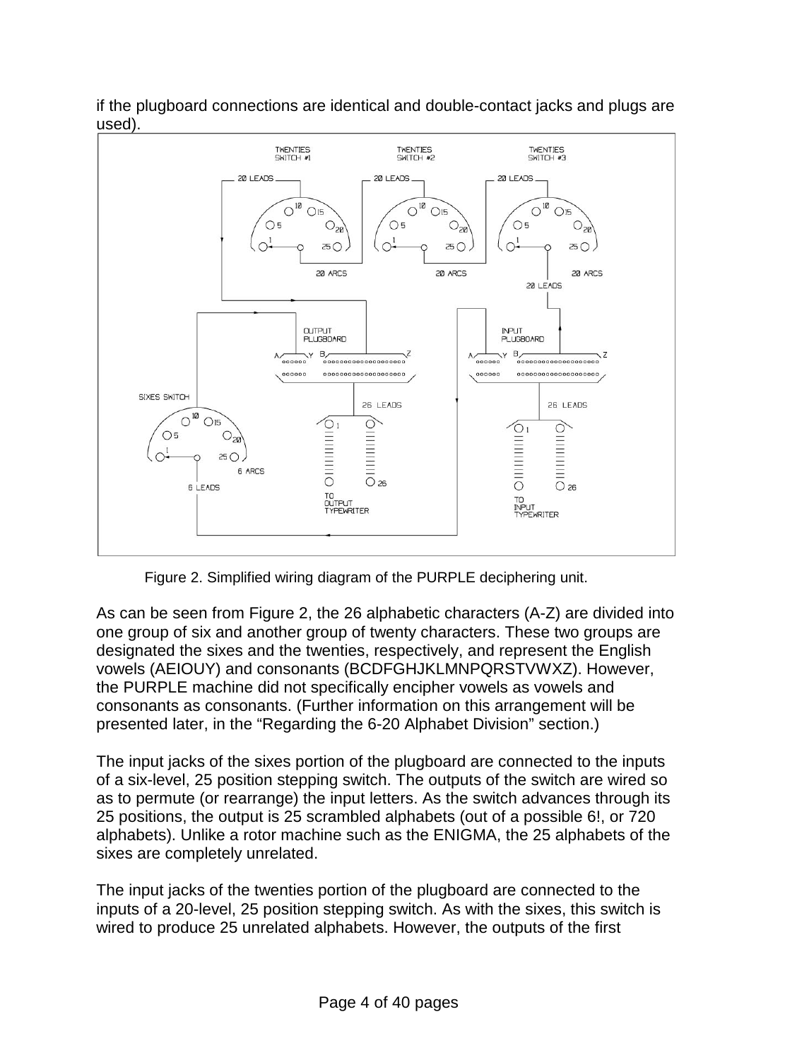if the plugboard connections are identical and double-contact jacks and plugs are used).

Figure 2. Simplified wiring diagram of the PURPLE deciphering unit.

As can be seen from Figure 2, the 26 alphabetic characters (A-Z) are divided into one group of six and another group of twenty characters. These two groups are designated the sixes and the twenties, respectively, and represent the English vowels (AEIOUY) and consonants (BCDFGHJKLMNPQRSTVWXZ). However, the PURPLE machine did not specifically encipher vowels as vowels and consonants as consonants. (Further information on this arrangement will be presented later, in the “Regarding the 6-20 Alphabet Division” section.)

The input jacks of the sixes portion of the plugboard are connected to the inputs of a six-level, 25 position stepping switch. The outputs of the switch are wired so as to permute (or rearrange) the input letters. As the switch advances through its 25 positions, the output is 25 scrambled alphabets (out of a possible 6!, or 720 alphabets). Unlike a rotor machine such as the ENIGMA, the 25 alphabets of the sixes are completely unrelated.

The input jacks of the twenties portion of the plugboard are connected to the inputs of a 20-level, 25 position stepping switch. As with the sixes, this switch is wired to produce 25 unrelated alphabets. However, the outputs of the first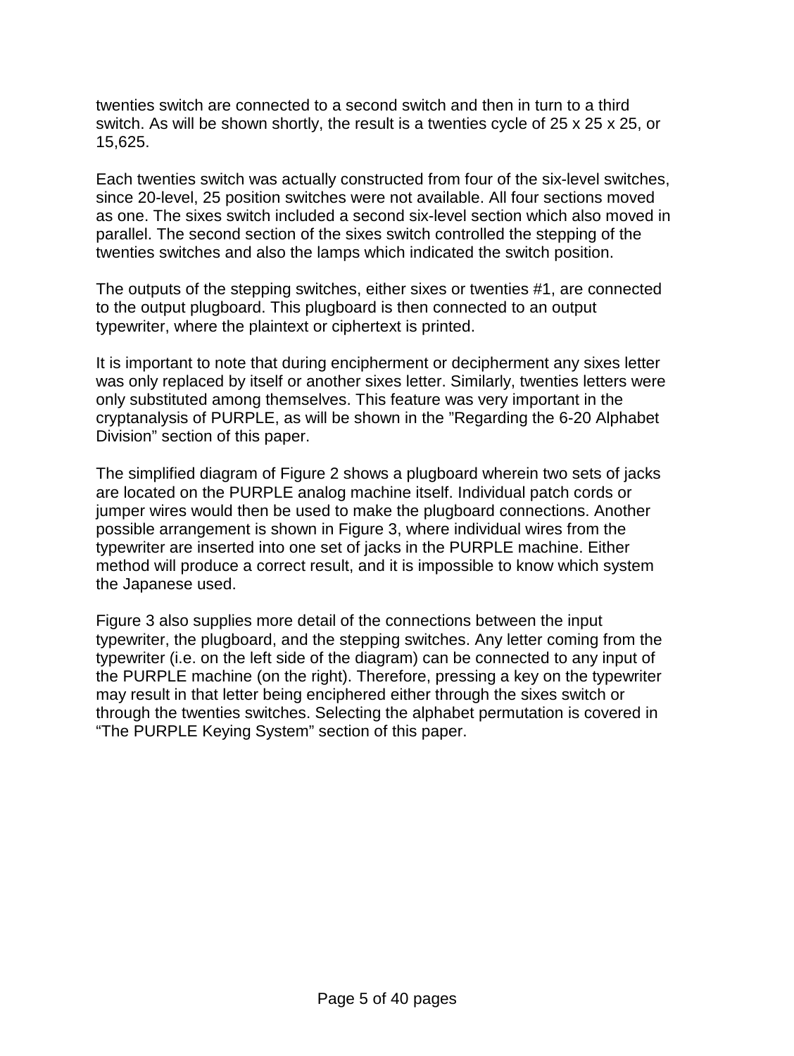twenties switch are connected to a second switch and then in turn to a third switch. As will be shown shortly, the result is a twenties cycle of 25 x 25 x 25, or 15,625.

Each twenties switch was actually constructed from four of the six-level switches, since 20-level, 25 position switches were not available. All four sections moved as one. The sixes switch included a second six-level section which also moved in parallel. The second section of the sixes switch controlled the stepping of the twenties switches and also the lamps which indicated the switch position.

The outputs of the stepping switches, either sixes or twenties #1, are connected to the output plugboard. This plugboard is then connected to an output typewriter, where the plaintext or ciphertext is printed.

It is important to note that during encipherment or decipherment any sixes letter was only replaced by itself or another sixes letter. Similarly, twenties letters were only substituted among themselves. This feature was very important in the cryptanalysis of PURPLE, as will be shown in the ”Regarding the 6-20 Alphabet Division” section of this paper.

The simplified diagram of Figure 2 shows a plugboard wherein two sets of jacks are located on the PURPLE analog machine itself. Individual patch cords or jumper wires would then be used to make the plugboard connections. Another possible arrangement is shown in Figure 3, where individual wires from the typewriter are inserted into one set of jacks in the PURPLE machine. Either method will produce a correct result, and it is impossible to know which system the Japanese used.

Figure 3 also supplies more detail of the connections between the input typewriter, the plugboard, and the stepping switches. Any letter coming from the typewriter (i.e. on the left side of the diagram) can be connected to any input of the PURPLE machine (on the right). Therefore, pressing a key on the typewriter may result in that letter being enciphered either through the sixes switch or through the twenties switches. Selecting the alphabet permutation is covered in “The PURPLE Keying System” section of this paper.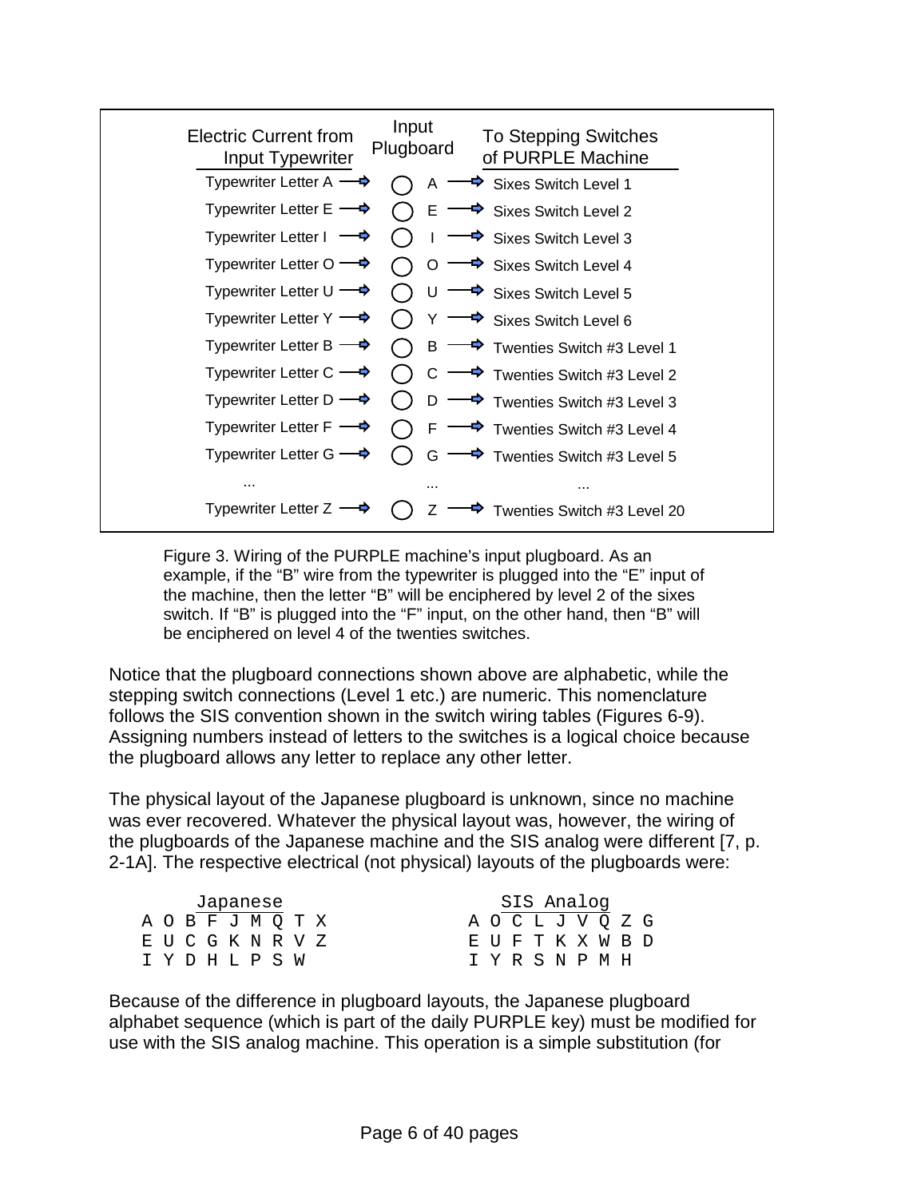| Electric Current from Input Typewriter | Input Plugboard | To Stepping Switches of PURPLE Machine |
|---|---|---|
| Typewriter Letter A → | ◯ A → | Sixes Switch Level 1 |
| Typewriter Letter E → | ◯ E → | Sixes Switch Level 2 |
| Typewriter Letter I → | ◯ I → | Sixes Switch Level 3 |
| Typewriter Letter O → | ◯ O → | Sixes Switch Level 4 |
| Typewriter Letter U → | ◯ U → | Sixes Switch Level 5 |
| Typewriter Letter Y → | ◯ Y → | Sixes Switch Level 6 |
| Typewriter Letter B → | ◯ B → | Twenties Switch #3 Level 1 |
| Typewriter Letter C → | ◯ C → | Twenties Switch #3 Level 2 |
| Typewriter Letter D → | ◯ D → | Twenties Switch #3 Level 3 |
| Typewriter Letter F → | ◯ F → | Twenties Switch #3 Level 4 |
| Typewriter Letter G → | ◯ G → | Twenties Switch #3 Level 5 |
| ... | ... | ... |
| Typewriter Letter Z → | ◯ Z → | Twenties Switch #3 Level 20 |

Figure 3. Wiring of the PURPLE machine's input plugboard. As an example, if the "B" wire from the typewriter is plugged into the "E" input of the machine, then the letter "B" will be enciphered by level 2 of the sixes switch. If "B" is plugged into the "F" input, on the other hand, then "B" will be enciphered on level 4 of the twenties switches.

Notice that the plugboard connections shown above are alphabetic, while the stepping switch connections (Level 1 etc.) are numeric. This nomenclature follows the SIS convention shown in the switch wiring tables (Figures 6-9). Assigning numbers instead of letters to the switches is a logical choice because the plugboard allows any letter to replace any other letter.

The physical layout of the Japanese plugboard is unknown, since no machine was ever recovered. Whatever the physical layout was, however, the wiring of the plugboards of the Japanese machine and the SIS analog were different [7, p. 2-1A]. The respective electrical (not physical) layouts of the plugboards were:

```
     Japanese                   SIS Analog
A O B F J M Q T X          A O C L J V Q Z G
E U C G K N R V Z          E U F T K X W B D
I Y D H L P S W            I Y R S N P M H
```

Because of the difference in plugboard layouts, the Japanese plugboard alphabet sequence (which is part of the daily PURPLE key) must be modified for use with the SIS analog machine. This operation is a simple substitution (for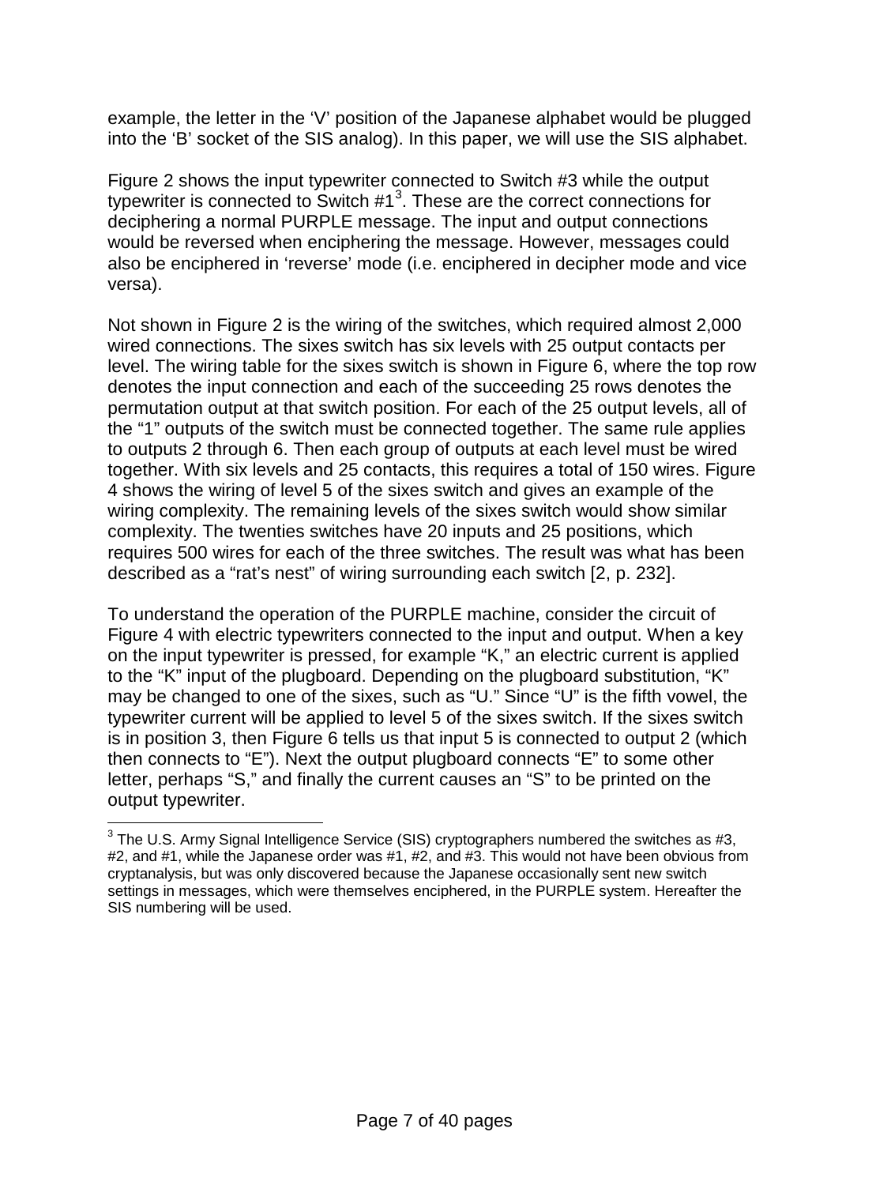example, the letter in the 'V' position of the Japanese alphabet would be plugged into the 'B' socket of the SIS analog). In this paper, we will use the SIS alphabet.

Figure 2 shows the input typewriter connected to Switch #3 while the output typewriter is connected to Switch #1[3]. These are the correct connections for deciphering a normal PURPLE message. The input and output connections would be reversed when enciphering the message. However, messages could also be enciphered in 'reverse' mode (i.e. enciphered in decipher mode and vice versa).

Not shown in Figure 2 is the wiring of the switches, which required almost 2,000 wired connections. The sixes switch has six levels with 25 output contacts per level. The wiring table for the sixes switch is shown in Figure 6, where the top row denotes the input connection and each of the succeeding 25 rows denotes the permutation output at that switch position. For each of the 25 output levels, all of the "1" outputs of the switch must be connected together. The same rule applies to outputs 2 through 6. Then each group of outputs at each level must be wired together. With six levels and 25 contacts, this requires a total of 150 wires. Figure 4 shows the wiring of level 5 of the sixes switch and gives an example of the wiring complexity. The remaining levels of the sixes switch would show similar complexity. The twenties switches have 20 inputs and 25 positions, which requires 500 wires for each of the three switches. The result was what has been described as a "rat's nest" of wiring surrounding each switch [2, p. 232].

To understand the operation of the PURPLE machine, consider the circuit of Figure 4 with electric typewriters connected to the input and output. When a key on the input typewriter is pressed, for example "K," an electric current is applied to the "K" input of the plugboard. Depending on the plugboard substitution, "K" may be changed to one of the sixes, such as "U." Since "U" is the fifth vowel, the typewriter current will be applied to level 5 of the sixes switch. If the sixes switch is in position 3, then Figure 6 tells us that input 5 is connected to output 2 (which then connects to "E"). Next the output plugboard connects "E" to some other letter, perhaps "S," and finally the current causes an "S" to be printed on the output typewriter.

---

[3] The U.S. Army Signal Intelligence Service (SIS) cryptographers numbered the switches as #3, #2, and #1, while the Japanese order was #1, #2, and #3. This would not have been obvious from cryptanalysis, but was only discovered because the Japanese occasionally sent new switch settings in messages, which were themselves enciphered, in the PURPLE system. Hereafter the SIS numbering will be used.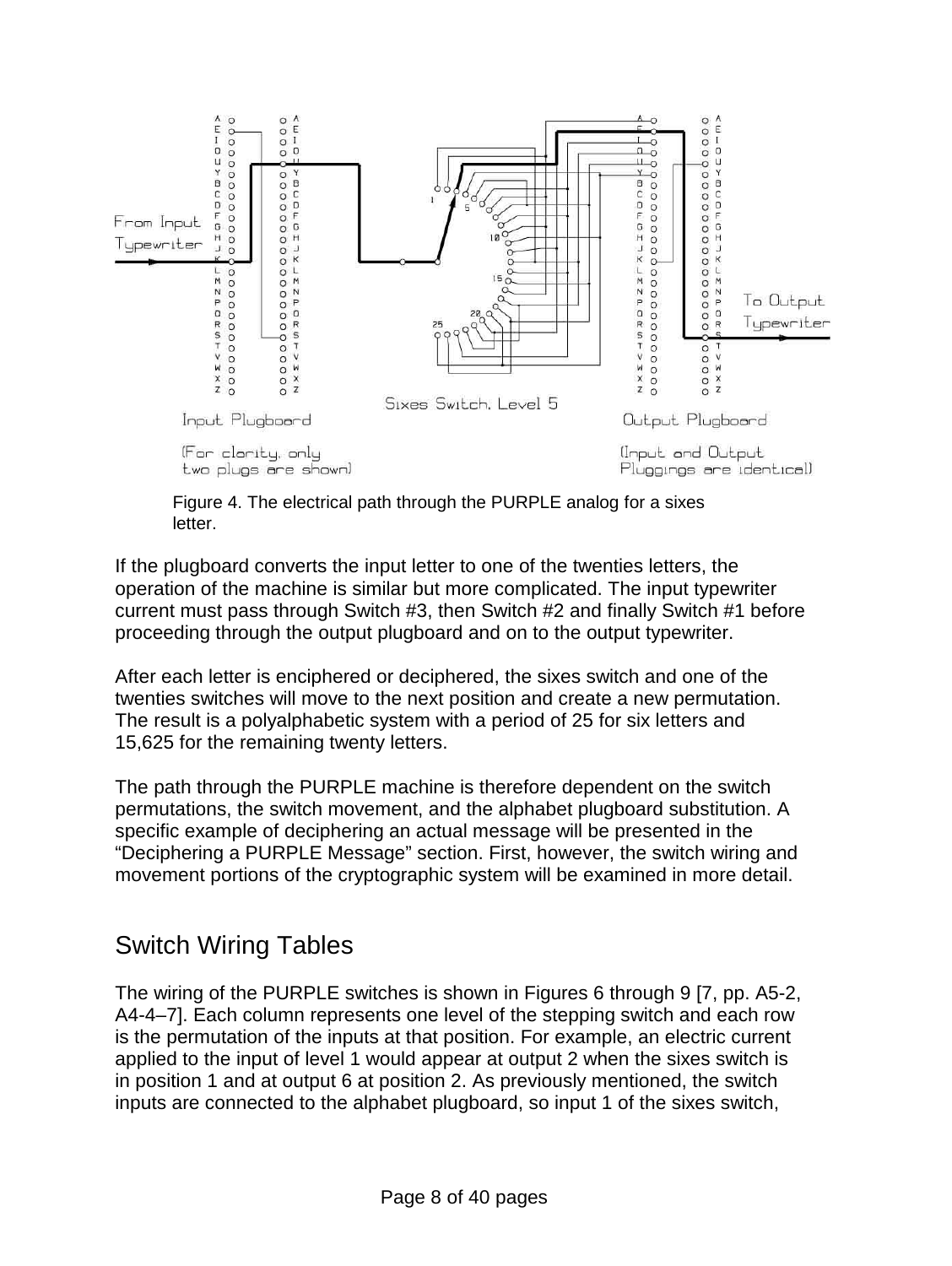Figure 4. The electrical path through the PURPLE analog for a sixes letter.

If the plugboard converts the input letter to one of the twenties letters, the operation of the machine is similar but more complicated. The input typewriter current must pass through Switch #3, then Switch #2 and finally Switch #1 before proceeding through the output plugboard and on to the output typewriter.

After each letter is enciphered or deciphered, the sixes switch and one of the twenties switches will move to the next position and create a new permutation. The result is a polyalphabetic system with a period of 25 for six letters and 15,625 for the remaining twenty letters.

The path through the PURPLE machine is therefore dependent on the switch permutations, the switch movement, and the alphabet plugboard substitution. A specific example of deciphering an actual message will be presented in the "Deciphering a PURPLE Message" section. First, however, the switch wiring and movement portions of the cryptographic system will be examined in more detail.

## Switch Wiring Tables

The wiring of the PURPLE switches is shown in Figures 6 through 9 [7, pp. A5-2, A4-4–7]. Each column represents one level of the stepping switch and each row is the permutation of the inputs at that position. For example, an electric current applied to the input of level 1 would appear at output 2 when the sixes switch is in position 1 and at output 6 at position 2. As previously mentioned, the switch inputs are connected to the alphabet plugboard, so input 1 of the sixes switch,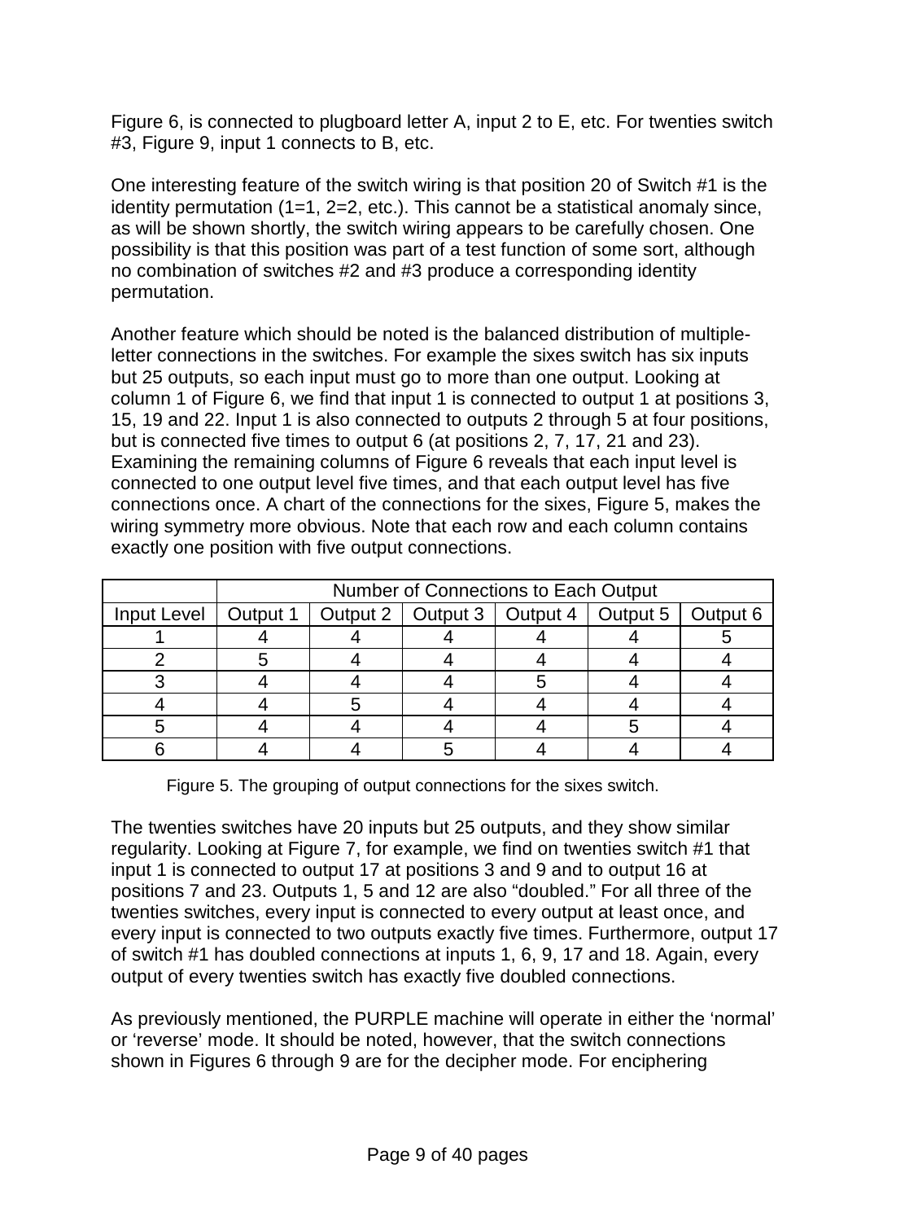Figure 6, is connected to plugboard letter A, input 2 to E, etc. For twenties switch #3, Figure 9, input 1 connects to B, etc.

One interesting feature of the switch wiring is that position 20 of Switch #1 is the identity permutation (1=1, 2=2, etc.). This cannot be a statistical anomaly since, as will be shown shortly, the switch wiring appears to be carefully chosen. One possibility is that this position was part of a test function of some sort, although no combination of switches #2 and #3 produce a corresponding identity permutation.

Another feature which should be noted is the balanced distribution of multiple-letter connections in the switches. For example the sixes switch has six inputs but 25 outputs, so each input must go to more than one output. Looking at column 1 of Figure 6, we find that input 1 is connected to output 1 at positions 3, 15, 19 and 22. Input 1 is also connected to outputs 2 through 5 at four positions, but is connected five times to output 6 (at positions 2, 7, 17, 21 and 23). Examining the remaining columns of Figure 6 reveals that each input level is connected to one output level five times, and that each output level has five connections once. A chart of the connections for the sixes, Figure 5, makes the wiring symmetry more obvious. Note that each row and each column contains exactly one position with five output connections.

| | Number of Connections to Each Output | | | | | |
|---|---|---|---|---|---|---|
| Input Level | Output 1 | Output 2 | Output 3 | Output 4 | Output 5 | Output 6 |
| 1 | 4 | 4 | 4 | 4 | 4 | 5 |
| 2 | 5 | 4 | 4 | 4 | 4 | 4 |
| 3 | 4 | 4 | 4 | 5 | 4 | 4 |
| 4 | 4 | 5 | 4 | 4 | 4 | 4 |
| 5 | 4 | 4 | 4 | 4 | 5 | 4 |
| 6 | 4 | 4 | 5 | 4 | 4 | 4 |

Figure 5. The grouping of output connections for the sixes switch.

The twenties switches have 20 inputs but 25 outputs, and they show similar regularity. Looking at Figure 7, for example, we find on twenties switch #1 that input 1 is connected to output 17 at positions 3 and 9 and to output 16 at positions 7 and 23. Outputs 1, 5 and 12 are also "doubled." For all three of the twenties switches, every input is connected to every output at least once, and every input is connected to two outputs exactly five times. Furthermore, output 17 of switch #1 has doubled connections at inputs 1, 6, 9, 17 and 18. Again, every output of every twenties switch has exactly five doubled connections.

As previously mentioned, the PURPLE machine will operate in either the 'normal' or 'reverse' mode. It should be noted, however, that the switch connections shown in Figures 6 through 9 are for the decipher mode. For enciphering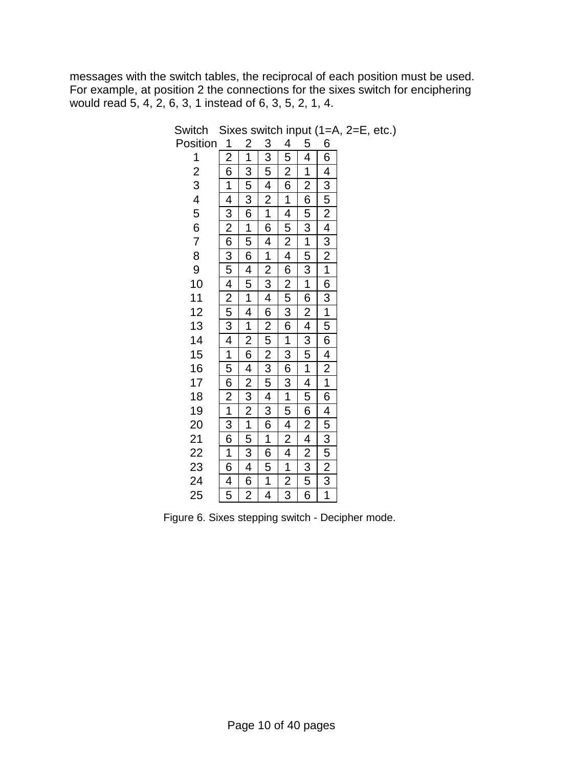messages with the switch tables, the reciprocal of each position must be used. For example, at position 2 the connections for the sixes switch for enciphering would read 5, 4, 2, 6, 3, 1 instead of 6, 3, 5, 2, 1, 4.

| Switch | Sixes switch input (1=A, 2=E, etc.) | | | | | |
|---|---|---|---|---|---|---|
| Position | 1 | 2 | 3 | 4 | 5 | 6 |
| 1 | 2 | 1 | 3 | 5 | 4 | 6 |
| 2 | 6 | 3 | 5 | 2 | 1 | 4 |
| 3 | 1 | 5 | 4 | 6 | 2 | 3 |
| 4 | 4 | 3 | 2 | 1 | 6 | 5 |
| 5 | 3 | 6 | 1 | 4 | 5 | 2 |
| 6 | 2 | 1 | 6 | 5 | 3 | 4 |
| 7 | 6 | 5 | 4 | 2 | 1 | 3 |
| 8 | 3 | 6 | 1 | 4 | 5 | 2 |
| 9 | 5 | 4 | 2 | 6 | 3 | 1 |
| 10 | 4 | 5 | 3 | 2 | 1 | 6 |
| 11 | 2 | 1 | 4 | 5 | 6 | 3 |
| 12 | 5 | 4 | 6 | 3 | 2 | 1 |
| 13 | 3 | 1 | 2 | 6 | 4 | 5 |
| 14 | 4 | 2 | 5 | 1 | 3 | 6 |
| 15 | 1 | 6 | 2 | 3 | 5 | 4 |
| 16 | 5 | 4 | 3 | 6 | 1 | 2 |
| 17 | 6 | 2 | 5 | 3 | 4 | 1 |
| 18 | 2 | 3 | 4 | 1 | 5 | 6 |
| 19 | 1 | 2 | 3 | 5 | 6 | 4 |
| 20 | 3 | 1 | 6 | 4 | 2 | 5 |
| 21 | 6 | 5 | 1 | 2 | 4 | 3 |
| 22 | 1 | 3 | 6 | 4 | 2 | 5 |
| 23 | 6 | 4 | 5 | 1 | 3 | 2 |
| 24 | 4 | 6 | 1 | 2 | 5 | 3 |
| 25 | 5 | 2 | 4 | 3 | 6 | 1 |

Figure 6. Sixes stepping switch - Decipher mode.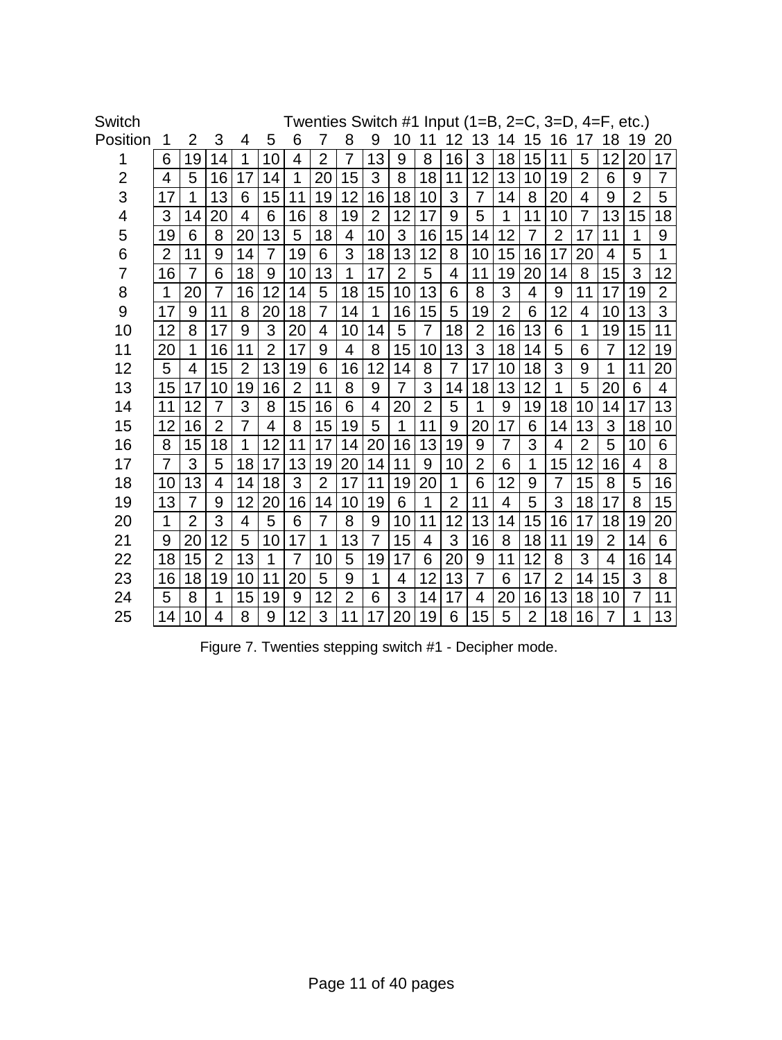| Switch Position | Twenties Switch #1 Input (1=B, 2=C, 3=D, 4=F, etc.) | | | | | | | | | | | | | | | | | | | |
|---|---|---|---|---|---|---|---|---|---|---|---|---|---|---|---|---|---|---|---|---|
| | 1 | 2 | 3 | 4 | 5 | 6 | 7 | 8 | 9 | 10 | 11 | 12 | 13 | 14 | 15 | 16 | 17 | 18 | 19 | 20 |
| 1 | 6 | 19 | 14 | 1 | 10 | 4 | 2 | 7 | 13 | 9 | 8 | 16 | 3 | 18 | 15 | 11 | 5 | 12 | 20 | 17 |
| 2 | 4 | 5 | 16 | 17 | 14 | 1 | 20 | 15 | 3 | 8 | 18 | 11 | 12 | 13 | 10 | 19 | 2 | 6 | 9 | 7 |
| 3 | 17 | 1 | 13 | 6 | 15 | 11 | 19 | 12 | 16 | 18 | 10 | 3 | 7 | 14 | 8 | 20 | 4 | 9 | 2 | 5 |
| 4 | 3 | 14 | 20 | 4 | 6 | 16 | 8 | 19 | 2 | 12 | 17 | 9 | 5 | 1 | 11 | 10 | 7 | 13 | 15 | 18 |
| 5 | 19 | 6 | 8 | 20 | 13 | 5 | 18 | 4 | 10 | 3 | 16 | 15 | 14 | 12 | 7 | 2 | 17 | 11 | 1 | 9 |
| 6 | 2 | 11 | 9 | 14 | 7 | 19 | 6 | 3 | 18 | 13 | 12 | 8 | 10 | 15 | 16 | 17 | 20 | 4 | 5 | 1 |
| 7 | 16 | 7 | 6 | 18 | 9 | 10 | 13 | 1 | 17 | 2 | 5 | 4 | 11 | 19 | 20 | 14 | 8 | 15 | 3 | 12 |
| 8 | 1 | 20 | 7 | 16 | 12 | 14 | 5 | 18 | 15 | 10 | 13 | 6 | 8 | 3 | 4 | 9 | 11 | 17 | 19 | 2 |
| 9 | 17 | 9 | 11 | 8 | 20 | 18 | 7 | 14 | 1 | 16 | 15 | 5 | 19 | 2 | 6 | 12 | 4 | 10 | 13 | 3 |
| 10 | 12 | 8 | 17 | 9 | 3 | 20 | 4 | 10 | 14 | 5 | 7 | 18 | 2 | 16 | 13 | 6 | 1 | 19 | 15 | 11 |
| 11 | 20 | 1 | 16 | 11 | 2 | 17 | 9 | 4 | 8 | 15 | 10 | 13 | 3 | 18 | 14 | 5 | 6 | 7 | 12 | 19 |
| 12 | 5 | 4 | 15 | 2 | 13 | 19 | 6 | 16 | 12 | 14 | 8 | 7 | 17 | 10 | 18 | 3 | 9 | 1 | 11 | 20 |
| 13 | 15 | 17 | 10 | 19 | 16 | 2 | 11 | 8 | 9 | 7 | 3 | 14 | 18 | 13 | 12 | 1 | 5 | 20 | 6 | 4 |
| 14 | 11 | 12 | 7 | 3 | 8 | 15 | 16 | 6 | 4 | 20 | 2 | 5 | 1 | 9 | 19 | 18 | 10 | 14 | 17 | 13 |
| 15 | 12 | 16 | 2 | 7 | 4 | 8 | 15 | 19 | 5 | 1 | 11 | 9 | 20 | 17 | 6 | 14 | 13 | 3 | 18 | 10 |
| 16 | 8 | 15 | 18 | 1 | 12 | 11 | 17 | 14 | 20 | 16 | 13 | 19 | 9 | 7 | 3 | 4 | 2 | 5 | 10 | 6 |
| 17 | 7 | 3 | 5 | 18 | 17 | 13 | 19 | 20 | 14 | 11 | 9 | 10 | 2 | 6 | 1 | 15 | 12 | 16 | 4 | 8 |
| 18 | 10 | 13 | 4 | 14 | 18 | 3 | 2 | 17 | 11 | 19 | 20 | 1 | 6 | 12 | 9 | 7 | 15 | 8 | 5 | 16 |
| 19 | 13 | 7 | 9 | 12 | 20 | 16 | 14 | 10 | 19 | 6 | 1 | 2 | 11 | 4 | 5 | 3 | 18 | 17 | 8 | 15 |
| 20 | 1 | 2 | 3 | 4 | 5 | 6 | 7 | 8 | 9 | 10 | 11 | 12 | 13 | 14 | 15 | 16 | 17 | 18 | 19 | 20 |
| 21 | 9 | 20 | 12 | 5 | 10 | 17 | 1 | 13 | 7 | 15 | 4 | 3 | 16 | 8 | 18 | 11 | 19 | 2 | 14 | 6 |
| 22 | 18 | 15 | 2 | 13 | 1 | 7 | 10 | 5 | 19 | 17 | 6 | 20 | 9 | 11 | 12 | 8 | 3 | 4 | 16 | 14 |
| 23 | 16 | 18 | 19 | 10 | 11 | 20 | 5 | 9 | 1 | 4 | 12 | 13 | 7 | 6 | 17 | 2 | 14 | 15 | 3 | 8 |
| 24 | 5 | 8 | 1 | 15 | 19 | 9 | 12 | 2 | 6 | 3 | 14 | 17 | 4 | 20 | 16 | 13 | 18 | 10 | 7 | 11 |
| 25 | 14 | 10 | 4 | 8 | 9 | 12 | 3 | 11 | 17 | 20 | 19 | 6 | 15 | 5 | 2 | 18 | 16 | 7 | 1 | 13 |

Figure 7. Twenties stepping switch #1 - Decipher mode.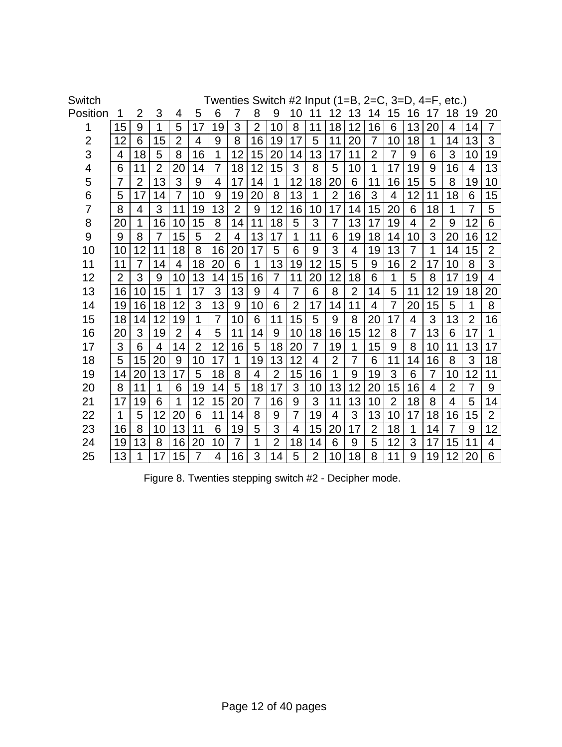| Switch Position | Twenties Switch #2 Input (1=B, 2=C, 3=D, 4=F, etc.) | | | | | | | | | | | | | | | | | | | |
|---|---|---|---|---|---|---|---|---|---|---|---|---|---|---|---|---|---|---|---|---|
| | 1 | 2 | 3 | 4 | 5 | 6 | 7 | 8 | 9 | 10 | 11 | 12 | 13 | 14 | 15 | 16 | 17 | 18 | 19 | 20 |
| 1 | 15 | 9 | 1 | 5 | 17 | 19 | 3 | 2 | 10 | 8 | 11 | 18 | 12 | 16 | 6 | 13 | 20 | 4 | 14 | 7 |
| 2 | 12 | 6 | 15 | 2 | 4 | 9 | 8 | 16 | 19 | 17 | 5 | 11 | 20 | 7 | 10 | 18 | 1 | 14 | 13 | 3 |
| 3 | 4 | 18 | 5 | 8 | 16 | 1 | 12 | 15 | 20 | 14 | 13 | 17 | 11 | 2 | 7 | 9 | 6 | 3 | 10 | 19 |
| 4 | 6 | 11 | 2 | 20 | 14 | 7 | 18 | 12 | 15 | 3 | 8 | 5 | 10 | 1 | 17 | 19 | 9 | 16 | 4 | 13 |
| 5 | 7 | 2 | 13 | 3 | 9 | 4 | 17 | 14 | 1 | 12 | 18 | 20 | 6 | 11 | 16 | 15 | 5 | 8 | 19 | 10 |
| 6 | 5 | 17 | 14 | 7 | 10 | 9 | 19 | 20 | 8 | 13 | 1 | 2 | 16 | 3 | 4 | 12 | 11 | 18 | 6 | 15 |
| 7 | 8 | 4 | 3 | 11 | 19 | 13 | 2 | 9 | 12 | 16 | 10 | 17 | 14 | 15 | 20 | 6 | 18 | 1 | 7 | 5 |
| 8 | 20 | 1 | 16 | 10 | 15 | 8 | 14 | 11 | 18 | 5 | 3 | 7 | 13 | 17 | 19 | 4 | 2 | 9 | 12 | 6 |
| 9 | 9 | 8 | 7 | 15 | 5 | 2 | 4 | 13 | 17 | 1 | 11 | 6 | 19 | 18 | 14 | 10 | 3 | 20 | 16 | 12 |
| 10 | 10 | 12 | 11 | 18 | 8 | 16 | 20 | 17 | 5 | 6 | 9 | 3 | 4 | 19 | 13 | 7 | 1 | 14 | 15 | 2 |
| 11 | 11 | 7 | 14 | 4 | 18 | 20 | 6 | 1 | 13 | 19 | 12 | 15 | 5 | 9 | 16 | 2 | 17 | 10 | 8 | 3 |
| 12 | 2 | 3 | 9 | 10 | 13 | 14 | 15 | 16 | 7 | 11 | 20 | 12 | 18 | 6 | 1 | 5 | 8 | 17 | 19 | 4 |
| 13 | 16 | 10 | 15 | 1 | 17 | 3 | 13 | 9 | 4 | 7 | 6 | 8 | 2 | 14 | 5 | 11 | 12 | 19 | 18 | 20 |
| 14 | 19 | 16 | 18 | 12 | 3 | 13 | 9 | 10 | 6 | 2 | 17 | 14 | 11 | 4 | 7 | 20 | 15 | 5 | 1 | 8 |
| 15 | 18 | 14 | 12 | 19 | 1 | 7 | 10 | 6 | 11 | 15 | 5 | 9 | 8 | 20 | 17 | 4 | 3 | 13 | 2 | 16 |
| 16 | 20 | 3 | 19 | 2 | 4 | 5 | 11 | 14 | 9 | 10 | 18 | 16 | 15 | 12 | 8 | 7 | 13 | 6 | 17 | 1 |
| 17 | 3 | 6 | 4 | 14 | 2 | 12 | 16 | 5 | 18 | 20 | 7 | 19 | 1 | 15 | 9 | 8 | 10 | 11 | 13 | 17 |
| 18 | 5 | 15 | 20 | 9 | 10 | 17 | 1 | 19 | 13 | 12 | 4 | 2 | 7 | 6 | 11 | 14 | 16 | 8 | 3 | 18 |
| 19 | 14 | 20 | 13 | 17 | 5 | 18 | 8 | 4 | 2 | 15 | 16 | 1 | 9 | 19 | 3 | 6 | 7 | 10 | 12 | 11 |
| 20 | 8 | 11 | 1 | 6 | 19 | 14 | 5 | 18 | 17 | 3 | 10 | 13 | 12 | 20 | 15 | 16 | 4 | 2 | 7 | 9 |
| 21 | 17 | 19 | 6 | 1 | 12 | 15 | 20 | 7 | 16 | 9 | 3 | 11 | 13 | 10 | 2 | 18 | 8 | 4 | 5 | 14 |
| 22 | 1 | 5 | 12 | 20 | 6 | 11 | 14 | 8 | 9 | 7 | 19 | 4 | 3 | 13 | 10 | 17 | 18 | 16 | 15 | 2 |
| 23 | 16 | 8 | 10 | 13 | 11 | 6 | 19 | 5 | 3 | 4 | 15 | 20 | 17 | 2 | 18 | 1 | 14 | 7 | 9 | 12 |
| 24 | 19 | 13 | 8 | 16 | 20 | 10 | 7 | 1 | 2 | 18 | 14 | 6 | 9 | 5 | 12 | 3 | 17 | 15 | 11 | 4 |
| 25 | 13 | 1 | 17 | 15 | 7 | 4 | 16 | 3 | 14 | 5 | 2 | 10 | 18 | 8 | 11 | 9 | 19 | 12 | 20 | 6 |

Figure 8. Twenties stepping switch #2 - Decipher mode.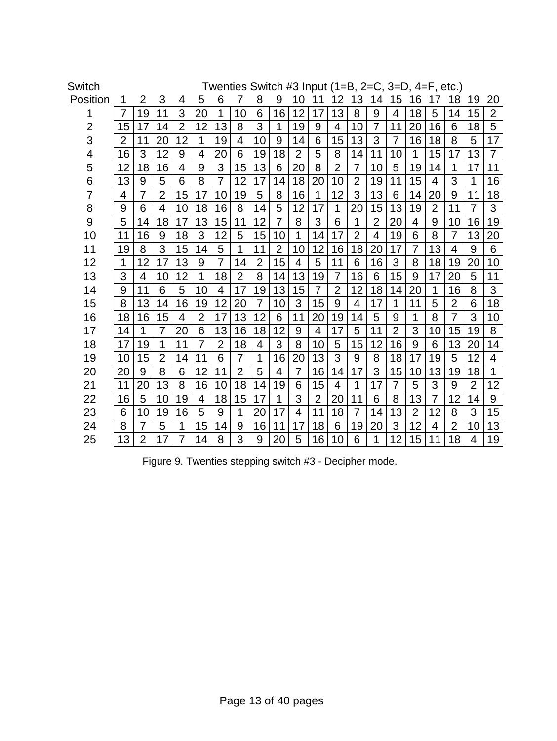| Switch Position | Twenties Switch #3 Input (1=B, 2=C, 3=D, 4=F, etc.) | | | | | | | | | | | | | | | | | | | |
|---|---|---|---|---|---|---|---|---|---|---|---|---|---|---|---|---|---|---|---|---|
| | 1 | 2 | 3 | 4 | 5 | 6 | 7 | 8 | 9 | 10 | 11 | 12 | 13 | 14 | 15 | 16 | 17 | 18 | 19 | 20 |
| 1 | 7 | 19 | 11 | 3 | 20 | 1 | 10 | 6 | 16 | 12 | 17 | 13 | 8 | 9 | 4 | 18 | 5 | 14 | 15 | 2 |
| 2 | 15 | 17 | 14 | 2 | 12 | 13 | 8 | 3 | 1 | 19 | 9 | 4 | 10 | 7 | 11 | 20 | 16 | 6 | 18 | 5 |
| 3 | 2 | 11 | 20 | 12 | 1 | 19 | 4 | 10 | 9 | 14 | 6 | 15 | 13 | 3 | 7 | 16 | 18 | 8 | 5 | 17 |
| 4 | 16 | 3 | 12 | 9 | 4 | 20 | 6 | 19 | 18 | 2 | 5 | 8 | 14 | 11 | 10 | 1 | 15 | 17 | 13 | 7 |
| 5 | 12 | 18 | 16 | 4 | 9 | 3 | 15 | 13 | 6 | 20 | 8 | 2 | 7 | 10 | 5 | 19 | 14 | 1 | 17 | 11 |
| 6 | 13 | 9 | 5 | 6 | 8 | 7 | 12 | 17 | 14 | 18 | 20 | 10 | 2 | 19 | 11 | 15 | 4 | 3 | 1 | 16 |
| 7 | 4 | 7 | 2 | 15 | 17 | 10 | 19 | 5 | 8 | 16 | 1 | 12 | 3 | 13 | 6 | 14 | 20 | 9 | 11 | 18 |
| 8 | 9 | 6 | 4 | 10 | 18 | 16 | 8 | 14 | 5 | 12 | 17 | 1 | 20 | 15 | 13 | 19 | 2 | 11 | 7 | 3 |
| 9 | 5 | 14 | 18 | 17 | 13 | 15 | 11 | 12 | 7 | 8 | 3 | 6 | 1 | 2 | 20 | 4 | 9 | 10 | 16 | 19 |
| 10 | 11 | 16 | 9 | 18 | 3 | 12 | 5 | 15 | 10 | 1 | 14 | 17 | 2 | 4 | 19 | 6 | 8 | 7 | 13 | 20 |
| 11 | 19 | 8 | 3 | 15 | 14 | 5 | 1 | 11 | 2 | 10 | 12 | 16 | 18 | 20 | 17 | 7 | 13 | 4 | 9 | 6 |
| 12 | 1 | 12 | 17 | 13 | 9 | 7 | 14 | 2 | 15 | 4 | 5 | 11 | 6 | 16 | 3 | 8 | 18 | 19 | 20 | 10 |
| 13 | 3 | 4 | 10 | 12 | 1 | 18 | 2 | 8 | 14 | 13 | 19 | 7 | 16 | 6 | 15 | 9 | 17 | 20 | 5 | 11 |
| 14 | 9 | 11 | 6 | 5 | 10 | 4 | 17 | 19 | 13 | 15 | 7 | 2 | 12 | 18 | 14 | 20 | 1 | 16 | 8 | 3 |
| 15 | 8 | 13 | 14 | 16 | 19 | 12 | 20 | 7 | 10 | 3 | 15 | 9 | 4 | 17 | 1 | 11 | 5 | 2 | 6 | 18 |
| 16 | 18 | 16 | 15 | 4 | 2 | 17 | 13 | 12 | 6 | 11 | 20 | 19 | 14 | 5 | 9 | 1 | 8 | 7 | 3 | 10 |
| 17 | 14 | 1 | 7 | 20 | 6 | 13 | 16 | 18 | 12 | 9 | 4 | 17 | 5 | 11 | 2 | 3 | 10 | 15 | 19 | 8 |
| 18 | 17 | 19 | 1 | 11 | 7 | 2 | 18 | 4 | 3 | 8 | 10 | 5 | 15 | 12 | 16 | 9 | 6 | 13 | 20 | 14 |
| 19 | 10 | 15 | 2 | 14 | 11 | 6 | 7 | 1 | 16 | 20 | 13 | 3 | 9 | 8 | 18 | 17 | 19 | 5 | 12 | 4 |
| 20 | 20 | 9 | 8 | 6 | 12 | 11 | 2 | 5 | 4 | 7 | 16 | 14 | 17 | 3 | 15 | 10 | 13 | 19 | 18 | 1 |
| 21 | 11 | 20 | 13 | 8 | 16 | 10 | 18 | 14 | 19 | 6 | 15 | 4 | 1 | 17 | 7 | 5 | 3 | 9 | 2 | 12 |
| 22 | 16 | 5 | 10 | 19 | 4 | 18 | 15 | 17 | 1 | 3 | 2 | 20 | 11 | 6 | 8 | 13 | 7 | 12 | 14 | 9 |
| 23 | 6 | 10 | 19 | 16 | 5 | 9 | 1 | 20 | 17 | 4 | 11 | 18 | 7 | 14 | 13 | 2 | 12 | 8 | 3 | 15 |
| 24 | 8 | 7 | 5 | 1 | 15 | 14 | 9 | 16 | 11 | 17 | 18 | 6 | 19 | 20 | 3 | 12 | 4 | 2 | 10 | 13 |
| 25 | 13 | 2 | 17 | 7 | 14 | 8 | 3 | 9 | 20 | 5 | 16 | 10 | 6 | 1 | 12 | 15 | 11 | 18 | 4 | 19 |

Figure 9. Twenties stepping switch #3 - Decipher mode.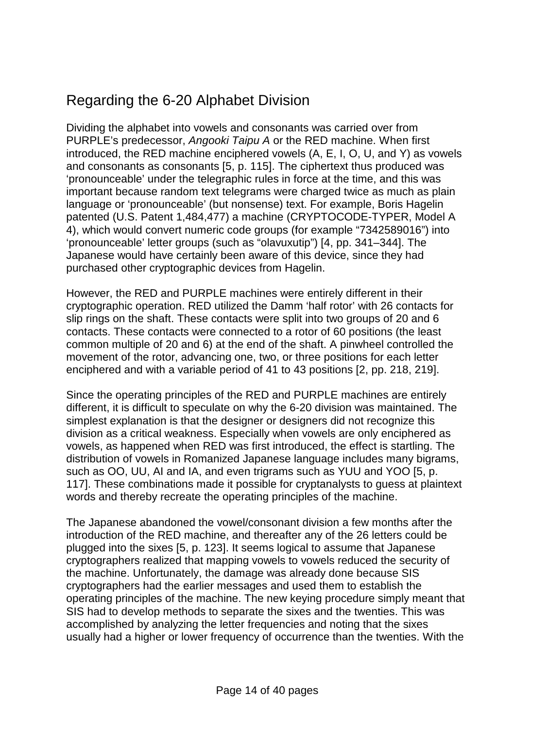## Regarding the 6-20 Alphabet Division

Dividing the alphabet into vowels and consonants was carried over from PURPLE's predecessor, *Angooki Taipu A* or the RED machine. When first introduced, the RED machine enciphered vowels (A, E, I, O, U, and Y) as vowels and consonants as consonants [5, p. 115]. The ciphertext thus produced was 'pronounceable' under the telegraphic rules in force at the time, and this was important because random text telegrams were charged twice as much as plain language or 'pronounceable' (but nonsense) text. For example, Boris Hagelin patented (U.S. Patent 1,484,477) a machine (CRYPTOCODE-TYPER, Model A 4), which would convert numeric code groups (for example "7342589016") into 'pronounceable' letter groups (such as "olavuxutip") [4, pp. 341–344]. The Japanese would have certainly been aware of this device, since they had purchased other cryptographic devices from Hagelin.

However, the RED and PURPLE machines were entirely different in their cryptographic operation. RED utilized the Damm 'half rotor' with 26 contacts for slip rings on the shaft. These contacts were split into two groups of 20 and 6 contacts. These contacts were connected to a rotor of 60 positions (the least common multiple of 20 and 6) at the end of the shaft. A pinwheel controlled the movement of the rotor, advancing one, two, or three positions for each letter enciphered and with a variable period of 41 to 43 positions [2, pp. 218, 219].

Since the operating principles of the RED and PURPLE machines are entirely different, it is difficult to speculate on why the 6-20 division was maintained. The simplest explanation is that the designer or designers did not recognize this division as a critical weakness. Especially when vowels are only enciphered as vowels, as happened when RED was first introduced, the effect is startling. The distribution of vowels in Romanized Japanese language includes many bigrams, such as OO, UU, AI and IA, and even trigrams such as YUU and YOO [5, p. 117]. These combinations made it possible for cryptanalysts to guess at plaintext words and thereby recreate the operating principles of the machine.

The Japanese abandoned the vowel/consonant division a few months after the introduction of the RED machine, and thereafter any of the 26 letters could be plugged into the sixes [5, p. 123]. It seems logical to assume that Japanese cryptographers realized that mapping vowels to vowels reduced the security of the machine. Unfortunately, the damage was already done because SIS cryptographers had the earlier messages and used them to establish the operating principles of the machine. The new keying procedure simply meant that SIS had to develop methods to separate the sixes and the twenties. This was accomplished by analyzing the letter frequencies and noting that the sixes usually had a higher or lower frequency of occurrence than the twenties. With the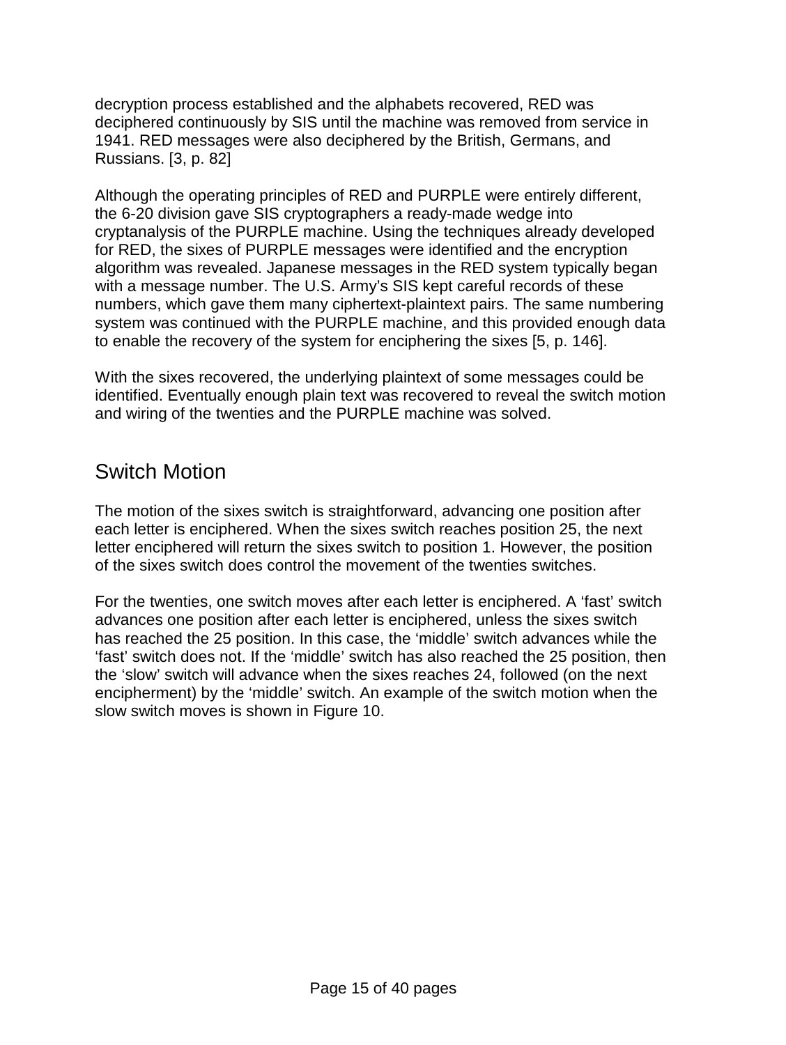decryption process established and the alphabets recovered, RED was deciphered continuously by SIS until the machine was removed from service in 1941. RED messages were also deciphered by the British, Germans, and Russians. [3, p. 82]

Although the operating principles of RED and PURPLE were entirely different, the 6-20 division gave SIS cryptographers a ready-made wedge into cryptanalysis of the PURPLE machine. Using the techniques already developed for RED, the sixes of PURPLE messages were identified and the encryption algorithm was revealed. Japanese messages in the RED system typically began with a message number. The U.S. Army's SIS kept careful records of these numbers, which gave them many ciphertext-plaintext pairs. The same numbering system was continued with the PURPLE machine, and this provided enough data to enable the recovery of the system for enciphering the sixes [5, p. 146].

With the sixes recovered, the underlying plaintext of some messages could be identified. Eventually enough plain text was recovered to reveal the switch motion and wiring of the twenties and the PURPLE machine was solved.

## Switch Motion

The motion of the sixes switch is straightforward, advancing one position after each letter is enciphered. When the sixes switch reaches position 25, the next letter enciphered will return the sixes switch to position 1. However, the position of the sixes switch does control the movement of the twenties switches.

For the twenties, one switch moves after each letter is enciphered. A 'fast' switch advances one position after each letter is enciphered, unless the sixes switch has reached the 25 position. In this case, the 'middle' switch advances while the 'fast' switch does not. If the 'middle' switch has also reached the 25 position, then the 'slow' switch will advance when the sixes reaches 24, followed (on the next encipherment) by the 'middle' switch. An example of the switch motion when the slow switch moves is shown in Figure 10.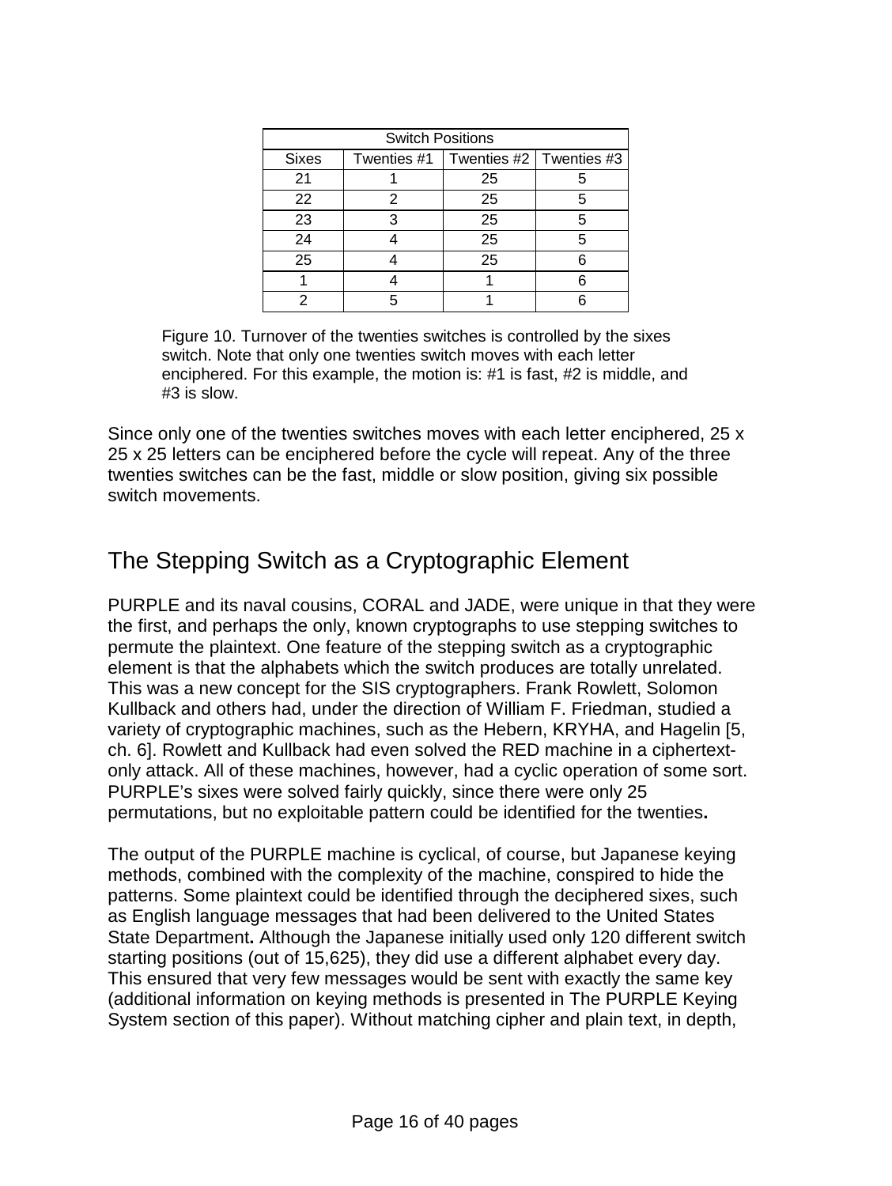| Switch Positions | | | |
|---|---|---|---|
| Sixes | Twenties #1 | Twenties #2 | Twenties #3 |
| 21 | 1 | 25 | 5 |
| 22 | 2 | 25 | 5 |
| 23 | 3 | 25 | 5 |
| 24 | 4 | 25 | 5 |
| 25 | 4 | 25 | 6 |
| 1 | 4 | 1 | 6 |
| 2 | 5 | 1 | 6 |

Figure 10. Turnover of the twenties switches is controlled by the sixes switch. Note that only one twenties switch moves with each letter enciphered. For this example, the motion is: #1 is fast, #2 is middle, and #3 is slow.

Since only one of the twenties switches moves with each letter enciphered, 25 x 25 x 25 letters can be enciphered before the cycle will repeat. Any of the three twenties switches can be the fast, middle or slow position, giving six possible switch movements.

## The Stepping Switch as a Cryptographic Element

PURPLE and its naval cousins, CORAL and JADE, were unique in that they were the first, and perhaps the only, known cryptographs to use stepping switches to permute the plaintext. One feature of the stepping switch as a cryptographic element is that the alphabets which the switch produces are totally unrelated. This was a new concept for the SIS cryptographers. Frank Rowlett, Solomon Kullback and others had, under the direction of William F. Friedman, studied a variety of cryptographic machines, such as the Hebern, KRYHA, and Hagelin [5, ch. 6]. Rowlett and Kullback had even solved the RED machine in a ciphertext-only attack. All of these machines, however, had a cyclic operation of some sort. PURPLE's sixes were solved fairly quickly, since there were only 25 permutations, but no exploitable pattern could be identified for the twenties**.**

The output of the PURPLE machine is cyclical, of course, but Japanese keying methods, combined with the complexity of the machine, conspired to hide the patterns. Some plaintext could be identified through the deciphered sixes, such as English language messages that had been delivered to the United States State Department**.** Although the Japanese initially used only 120 different switch starting positions (out of 15,625), they did use a different alphabet every day. This ensured that very few messages would be sent with exactly the same key (additional information on keying methods is presented in The PURPLE Keying System section of this paper). Without matching cipher and plain text, in depth,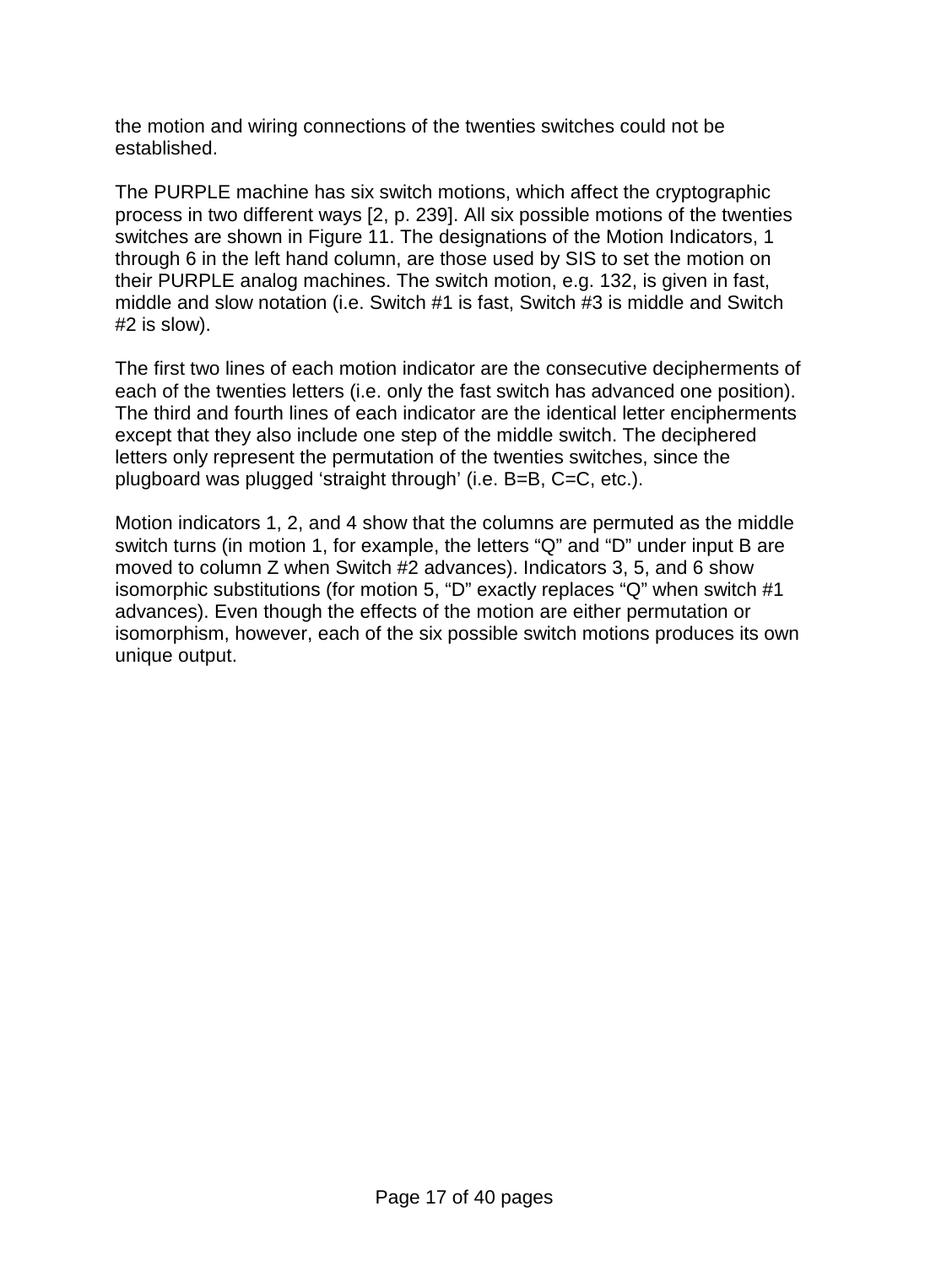the motion and wiring connections of the twenties switches could not be established.

The PURPLE machine has six switch motions, which affect the cryptographic process in two different ways [2, p. 239]. All six possible motions of the twenties switches are shown in Figure 11. The designations of the Motion Indicators, 1 through 6 in the left hand column, are those used by SIS to set the motion on their PURPLE analog machines. The switch motion, e.g. 132, is given in fast, middle and slow notation (i.e. Switch #1 is fast, Switch #3 is middle and Switch #2 is slow).

The first two lines of each motion indicator are the consecutive decipherments of each of the twenties letters (i.e. only the fast switch has advanced one position). The third and fourth lines of each indicator are the identical letter encipherments except that they also include one step of the middle switch. The deciphered letters only represent the permutation of the twenties switches, since the plugboard was plugged ‘straight through’ (i.e. B=B, C=C, etc.).

Motion indicators 1, 2, and 4 show that the columns are permuted as the middle switch turns (in motion 1, for example, the letters “Q” and “D” under input B are moved to column Z when Switch #2 advances). Indicators 3, 5, and 6 show isomorphic substitutions (for motion 5, “D” exactly replaces “Q” when switch #1 advances). Even though the effects of the motion are either permutation or isomorphism, however, each of the six possible switch motions produces its own unique output.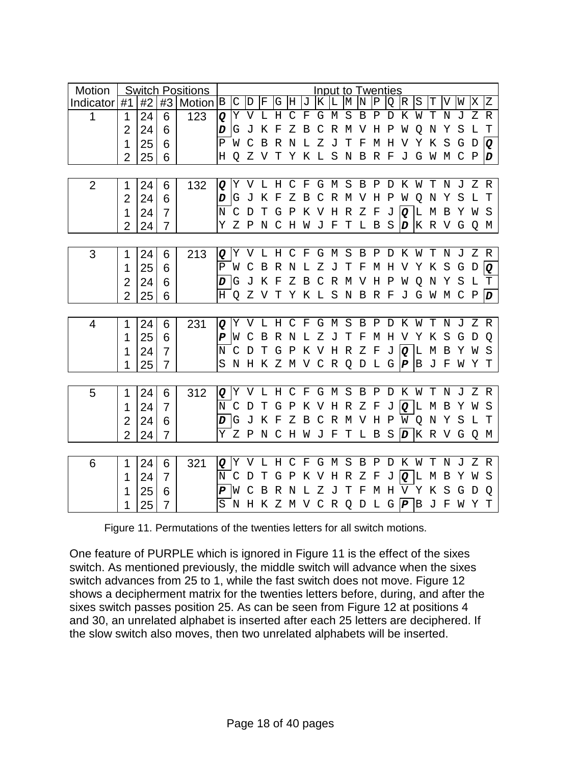| Motion Indicator | Switch Positions | | | | Input to Twenties | | | | | | | | | | | | | | | | | | | |
|---|---|---|---|---|---|---|---|---|---|---|---|---|---|---|---|---|---|---|---|---|---|---|---|---|
| | #1 | #2 | #3 | Motion | B | C | D | F | G | H | J | K | L | M | N | P | Q | R | S | T | V | W | X | Z |
| 1 | 1 | 24 | 6 | 123 | ***Q*** | Y | V | L | H | C | F | G | M | S | B | P | D | K | W | T | N | J | Z | R |
| | 2 | 24 | 6 | | ***D*** | G | J | K | F | Z | B | C | R | M | V | H | P | W | Q | N | Y | S | L | T |
| | 1 | 25 | 6 | | P | W | C | B | R | N | L | Z | J | T | F | M | H | V | Y | K | S | G | D | ***Q*** |
| | 2 | 25 | 6 | | H | Q | Z | V | T | Y | K | L | S | N | B | R | F | J | G | W | M | C | P | ***D*** |
| 2 | 1 | 24 | 6 | 132 | ***Q*** | Y | V | L | H | C | F | G | M | S | B | P | D | K | W | T | N | J | Z | R |
| | 2 | 24 | 6 | | ***D*** | G | J | K | F | Z | B | C | R | M | V | H | P | W | Q | N | Y | S | L | T |
| | 1 | 24 | 7 | | N | C | D | T | G | P | K | V | H | R | Z | F | J | ***Q*** | L | M | B | Y | W | S |
| | 2 | 24 | 7 | | Y | Z | P | N | C | H | W | J | F | T | L | B | S | ***D*** | K | R | V | G | Q | M |
| 3 | 1 | 24 | 6 | 213 | ***Q*** | Y | V | L | H | C | F | G | M | S | B | P | D | K | W | T | N | J | Z | R |
| | 1 | 25 | 6 | | P | W | C | B | R | N | L | Z | J | T | F | M | H | V | Y | K | S | G | D | ***Q*** |
| | 2 | 24 | 6 | | ***D*** | G | J | K | F | Z | B | C | R | M | V | H | P | W | Q | N | Y | S | L | T |
| | 2 | 25 | 6 | | H | Q | Z | V | T | Y | K | L | S | N | B | R | F | J | G | W | M | C | P | ***D*** |
| 4 | 1 | 24 | 6 | 231 | ***Q*** | Y | V | L | H | C | F | G | M | S | B | P | D | K | W | T | N | J | Z | R |
| | 1 | 25 | 6 | | ***P*** | W | C | B | R | N | L | Z | J | T | F | M | H | V | Y | K | S | G | D | Q |
| | 1 | 24 | 7 | | N | C | D | T | G | P | K | V | H | R | Z | F | J | ***Q*** | L | M | B | Y | W | S |
| | 1 | 25 | 7 | | S | N | H | K | Z | M | V | C | R | Q | D | L | G | ***P*** | B | J | F | W | Y | T |
| 5 | 1 | 24 | 6 | 312 | ***Q*** | Y | V | L | H | C | F | G | M | S | B | P | D | K | W | T | N | J | Z | R |
| | 1 | 24 | 7 | | N | C | D | T | G | P | K | V | H | R | Z | F | J | ***Q*** | L | M | B | Y | W | S |
| | 2 | 24 | 6 | | ***D*** | G | J | K | F | Z | B | C | R | M | V | H | P | W | Q | N | Y | S | L | T |
| | 2 | 24 | 7 | | Y | Z | P | N | C | H | W | J | F | T | L | B | S | ***D*** | K | R | V | G | Q | M |
| 6 | 1 | 24 | 6 | 321 | ***Q*** | Y | V | L | H | C | F | G | M | S | B | P | D | K | W | T | N | J | Z | R |
| | 1 | 24 | 7 | | N | C | D | T | G | P | K | V | H | R | Z | F | J | ***Q*** | L | M | B | Y | W | S |
| | 1 | 25 | 6 | | ***P*** | W | C | B | R | N | L | Z | J | T | F | M | H | V | Y | K | S | G | D | Q |
| | 1 | 25 | 7 | | S | N | H | K | Z | M | V | C | R | Q | D | L | G | ***P*** | B | J | F | W | Y | T |

Figure 11. Permutations of the twenties letters for all switch motions.

One feature of PURPLE which is ignored in Figure 11 is the effect of the sixes switch. As mentioned previously, the middle switch will advance when the sixes switch advances from 25 to 1, while the fast switch does not move. Figure 12 shows a decipherment matrix for the twenties letters before, during, and after the sixes switch passes position 25. As can be seen from Figure 12 at positions 4 and 30, an unrelated alphabet is inserted after each 25 letters are deciphered. If the slow switch also moves, then two unrelated alphabets will be inserted.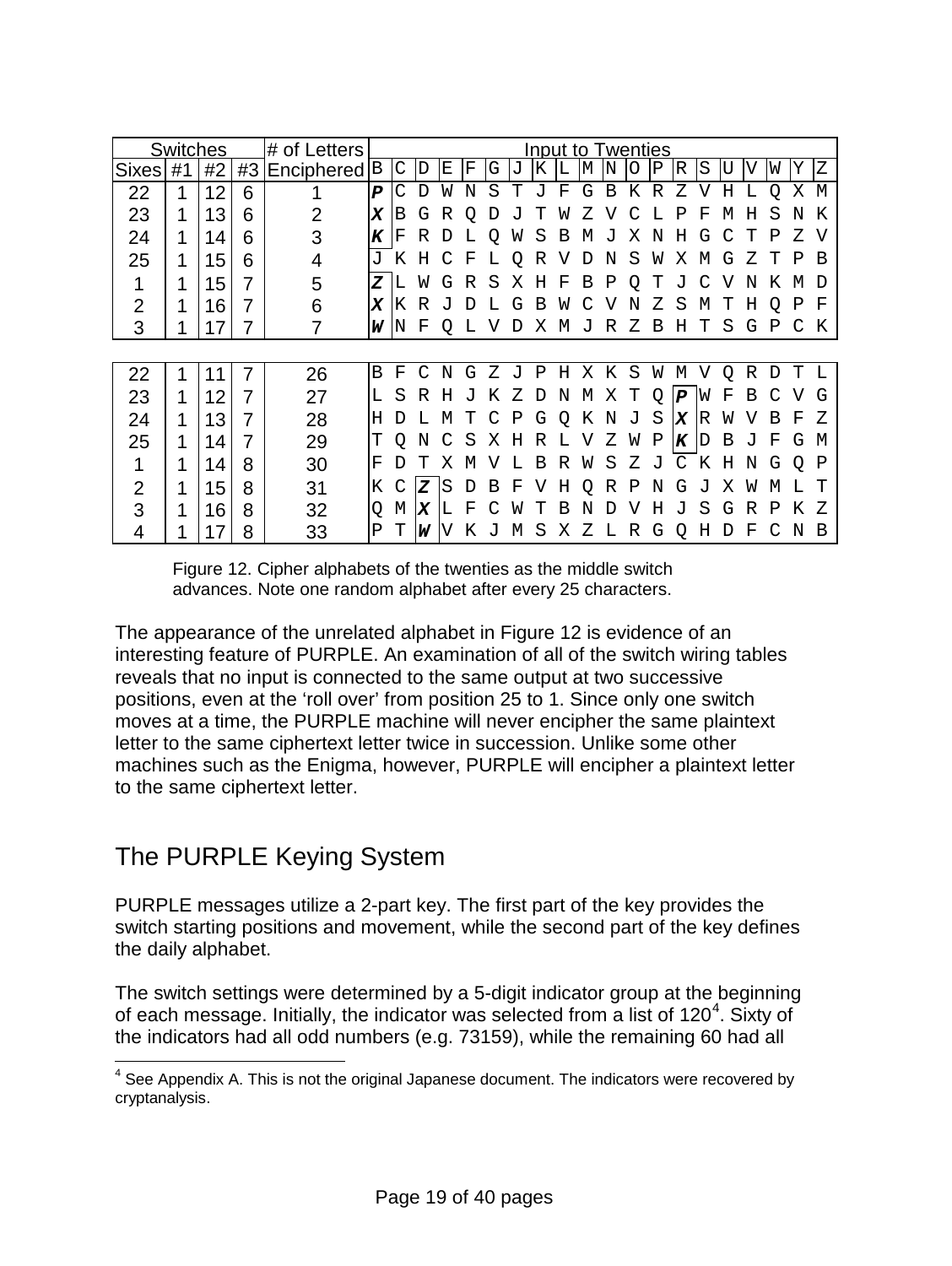| Switches | | | | # of Letters | Input to Twenties | | | | | | | | | | | | | | | | | | | |
|---|---|---|---|---|---|---|---|---|---|---|---|---|---|---|---|---|---|---|---|---|---|---|---|---|
| Sixes | #1 | #2 | #3 | Enciphered | B | C | D | E | F | G | J | K | L | M | N | O | P | R | S | U | V | W | Y | Z |
| 22 | 1 | 12 | 6 | 1 | ***P*** | C | D | W | N | S | T | J | F | G | B | K | R | Z | V | H | L | Q | X | M |
| 23 | 1 | 13 | 6 | 2 | ***X*** | B | G | R | Q | D | J | T | W | Z | V | C | L | P | F | M | H | S | N | K |
| 24 | 1 | 14 | 6 | 3 | ***K*** | F | R | D | L | Q | W | S | B | M | J | X | N | H | G | C | T | P | Z | V |
| 25 | 1 | 15 | 6 | 4 | J | K | H | C | F | L | Q | R | V | D | N | S | W | X | M | G | Z | T | P | B |
| 1 | 1 | 15 | 7 | 5 | ***Z*** | L | W | G | R | S | X | H | F | B | P | Q | T | J | C | V | N | K | M | D |
| 2 | 1 | 16 | 7 | 6 | ***X*** | K | R | J | D | L | G | B | W | C | V | N | Z | S | M | T | H | Q | P | F |
| 3 | 1 | 17 | 7 | 7 | ***W*** | N | F | Q | L | V | D | X | M | J | R | Z | B | H | T | S | G | P | C | K |
| | | | | | | | | | | | | | | | | | | | | | | | | |
| 22 | 1 | 11 | 7 | 26 | B | F | C | N | G | Z | J | P | H | X | K | S | W | M | V | Q | R | D | T | L |
| 23 | 1 | 12 | 7 | 27 | L | S | R | H | J | K | Z | D | N | M | X | T | Q | ***P*** | W | F | B | C | V | G |
| 24 | 1 | 13 | 7 | 28 | H | D | L | M | T | C | P | G | Q | K | N | J | S | ***X*** | R | W | V | B | F | Z |
| 25 | 1 | 14 | 7 | 29 | T | Q | N | C | S | X | H | R | L | V | Z | W | P | ***K*** | D | B | J | F | G | M |
| 1 | 1 | 14 | 8 | 30 | F | D | T | X | M | V | L | B | R | W | S | Z | J | C | K | H | N | G | Q | P |
| 2 | 1 | 15 | 8 | 31 | K | C | ***Z*** | S | D | B | F | V | H | Q | R | P | N | G | J | X | W | M | L | T |
| 3 | 1 | 16 | 8 | 32 | Q | M | ***X*** | L | F | C | W | T | B | N | D | V | H | J | S | G | R | P | K | Z |
| 4 | 1 | 17 | 8 | 33 | P | T | ***W*** | V | K | J | M | S | X | Z | L | R | G | Q | H | D | F | C | N | B |

Figure 12. Cipher alphabets of the twenties as the middle switch advances. Note one random alphabet after every 25 characters.

The appearance of the unrelated alphabet in Figure 12 is evidence of an interesting feature of PURPLE. An examination of all of the switch wiring tables reveals that no input is connected to the same output at two successive positions, even at the 'roll over' from position 25 to 1. Since only one switch moves at a time, the PURPLE machine will never encipher the same plaintext letter to the same ciphertext letter twice in succession. Unlike some other machines such as the Enigma, however, PURPLE will encipher a plaintext letter to the same ciphertext letter.

## The PURPLE Keying System

PURPLE messages utilize a 2-part key. The first part of the key provides the switch starting positions and movement, while the second part of the key defines the daily alphabet.

The switch settings were determined by a 5-digit indicator group at the beginning of each message. Initially, the indicator was selected from a list of 120[4]. Sixty of the indicators had all odd numbers (e.g. 73159), while the remaining 60 had all

[4] See Appendix A. This is not the original Japanese document. The indicators were recovered by cryptanalysis.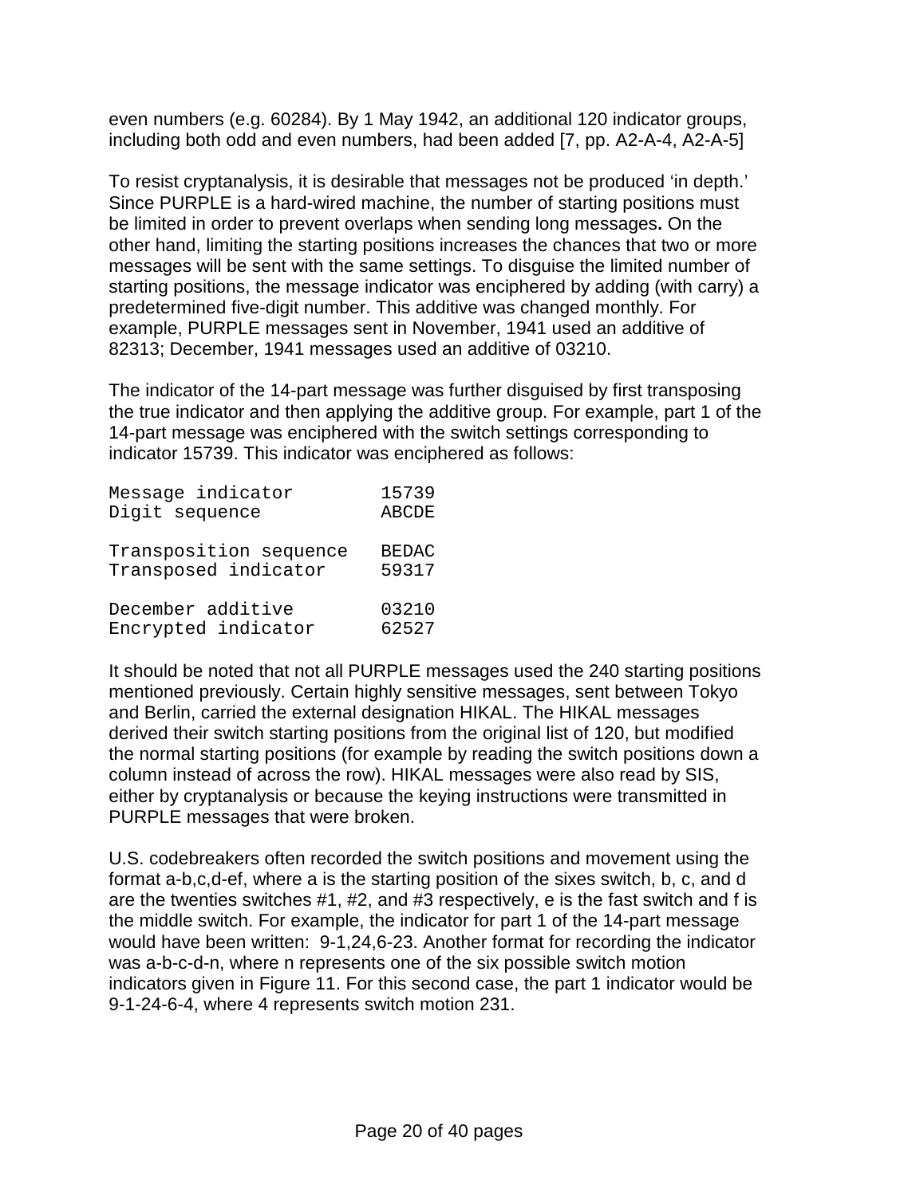even numbers (e.g. 60284). By 1 May 1942, an additional 120 indicator groups, including both odd and even numbers, had been added [7, pp. A2-A-4, A2-A-5]

To resist cryptanalysis, it is desirable that messages not be produced 'in depth.' Since PURPLE is a hard-wired machine, the number of starting positions must be limited in order to prevent overlaps when sending long messages**.** On the other hand, limiting the starting positions increases the chances that two or more messages will be sent with the same settings. To disguise the limited number of starting positions, the message indicator was enciphered by adding (with carry) a predetermined five-digit number. This additive was changed monthly. For example, PURPLE messages sent in November, 1941 used an additive of 82313; December, 1941 messages used an additive of 03210.

The indicator of the 14-part message was further disguised by first transposing the true indicator and then applying the additive group. For example, part 1 of the 14-part message was enciphered with the switch settings corresponding to indicator 15739. This indicator was enciphered as follows:

```
Message indicator         15739
Digit sequence            ABCDE

Transposition sequence    BEDAC
Transposed indicator      59317

December additive         03210
Encrypted indicator       62527
```

It should be noted that not all PURPLE messages used the 240 starting positions mentioned previously. Certain highly sensitive messages, sent between Tokyo and Berlin, carried the external designation HIKAL. The HIKAL messages derived their switch starting positions from the original list of 120, but modified the normal starting positions (for example by reading the switch positions down a column instead of across the row). HIKAL messages were also read by SIS, either by cryptanalysis or because the keying instructions were transmitted in PURPLE messages that were broken.

U.S. codebreakers often recorded the switch positions and movement using the format a-b,c,d-ef, where a is the starting position of the sixes switch, b, c, and d are the twenties switches #1, #2, and #3 respectively, e is the fast switch and f is the middle switch. For example, the indicator for part 1 of the 14-part message would have been written: 9-1,24,6-23. Another format for recording the indicator was a-b-c-d-n, where n represents one of the six possible switch motion indicators given in Figure 11. For this second case, the part 1 indicator would be 9-1-24-6-4, where 4 represents switch motion 231.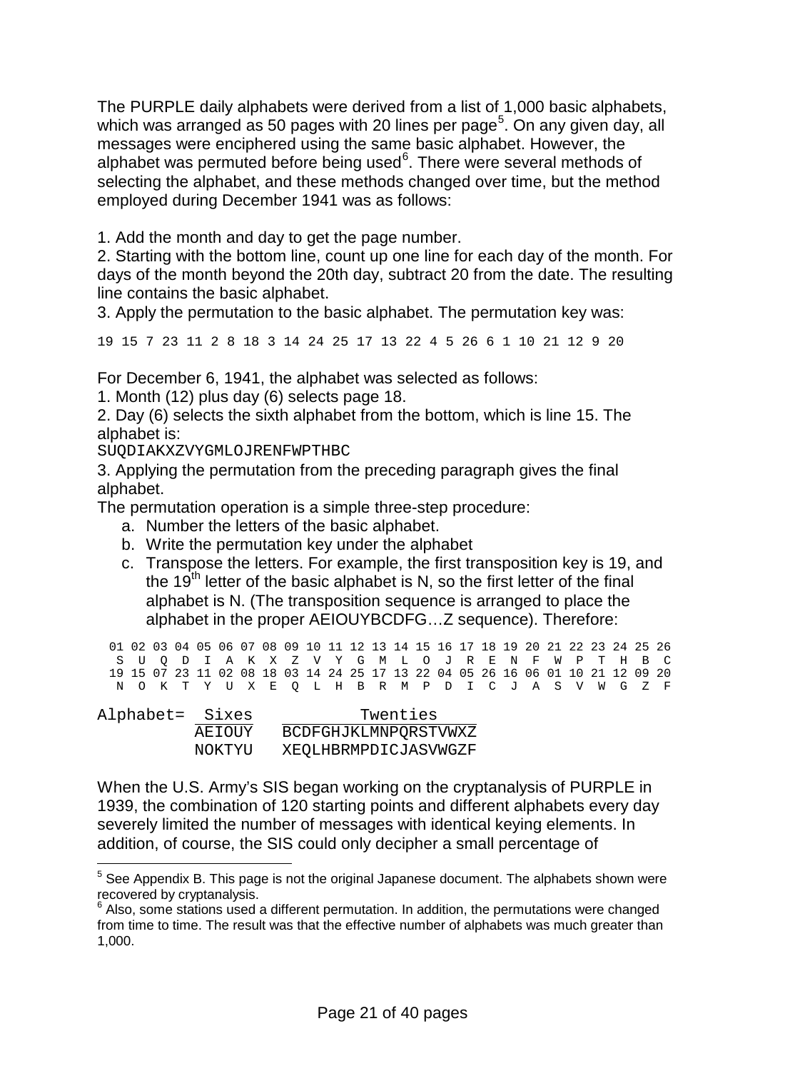The PURPLE daily alphabets were derived from a list of 1,000 basic alphabets, which was arranged as 50 pages with 20 lines per page[5]. On any given day, all messages were enciphered using the same basic alphabet. However, the alphabet was permuted before being used[6]. There were several methods of selecting the alphabet, and these methods changed over time, but the method employed during December 1941 was as follows:

1. Add the month and day to get the page number.
2. Starting with the bottom line, count up one line for each day of the month. For days of the month beyond the 20th day, subtract 20 from the date. The resulting line contains the basic alphabet.
3. Apply the permutation to the basic alphabet. The permutation key was:

```
19 15 7 23 11 2 8 18 3 14 24 25 17 13 22 4 5 26 6 1 10 21 12 9 20
```

For December 6, 1941, the alphabet was selected as follows:
1. Month (12) plus day (6) selects page 18.
2. Day (6) selects the sixth alphabet from the bottom, which is line 15. The alphabet is:
`SUQDIAKXZVYGMLOJRENFWPTHBC`
3. Applying the permutation from the preceding paragraph gives the final alphabet.

The permutation operation is a simple three-step procedure:

a. Number the letters of the basic alphabet.
b. Write the permutation key under the alphabet
c. Transpose the letters. For example, the first transposition key is 19, and the 19th letter of the basic alphabet is N, so the first letter of the final alphabet is N. (The transposition sequence is arranged to place the alphabet in the proper AEIOUYBCDFG…Z sequence). Therefore:

```
 01 02 03 04 05 06 07 08 09 10 11 12 13 14 15 16 17 18 19 20 21 22 23 24 25 26
  S  U  Q  D  I  A  K  X  Z  V  Y  G  M  L  O  J  R  E  N  F  W  P  T  H  B  C
 19 15 07 23 11 02 08 18 03 14 24 25 17 13 22 04 05 26 16 06 01 10 21 12 09 20
  N  O  K  T  Y  U  X  E  Q  L  H  B  R  M  P  D  I  C  J  A  S  V  W  G  Z  F
```

```
Alphabet=  Sixes          Twenties
          AEIOUY   BCDFGHJKLMNPQRSTVWXZ
          NOKTYU   XEQLHBRMPDICJASVWGZF
```

When the U.S. Army's SIS began working on the cryptanalysis of PURPLE in 1939, the combination of 120 starting points and different alphabets every day severely limited the number of messages with identical keying elements. In addition, of course, the SIS could only decipher a small percentage of

[5] See Appendix B. This page is not the original Japanese document. The alphabets shown were recovered by cryptanalysis.

[6] Also, some stations used a different permutation. In addition, the permutations were changed from time to time. The result was that the effective number of alphabets was much greater than 1,000.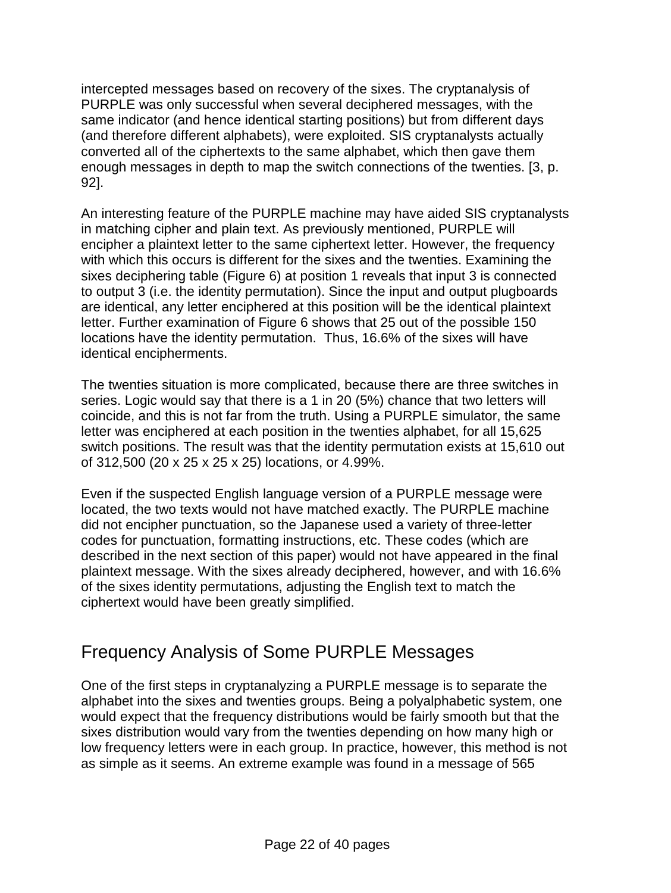intercepted messages based on recovery of the sixes. The cryptanalysis of PURPLE was only successful when several deciphered messages, with the same indicator (and hence identical starting positions) but from different days (and therefore different alphabets), were exploited. SIS cryptanalysts actually converted all of the ciphertexts to the same alphabet, which then gave them enough messages in depth to map the switch connections of the twenties. [3, p. 92].

An interesting feature of the PURPLE machine may have aided SIS cryptanalysts in matching cipher and plain text. As previously mentioned, PURPLE will encipher a plaintext letter to the same ciphertext letter. However, the frequency with which this occurs is different for the sixes and the twenties. Examining the sixes deciphering table (Figure 6) at position 1 reveals that input 3 is connected to output 3 (i.e. the identity permutation). Since the input and output plugboards are identical, any letter enciphered at this position will be the identical plaintext letter. Further examination of Figure 6 shows that 25 out of the possible 150 locations have the identity permutation. Thus, 16.6% of the sixes will have identical encipherments.

The twenties situation is more complicated, because there are three switches in series. Logic would say that there is a 1 in 20 (5%) chance that two letters will coincide, and this is not far from the truth. Using a PURPLE simulator, the same letter was enciphered at each position in the twenties alphabet, for all 15,625 switch positions. The result was that the identity permutation exists at 15,610 out of 312,500 (20 x 25 x 25 x 25) locations, or 4.99%.

Even if the suspected English language version of a PURPLE message were located, the two texts would not have matched exactly. The PURPLE machine did not encipher punctuation, so the Japanese used a variety of three-letter codes for punctuation, formatting instructions, etc. These codes (which are described in the next section of this paper) would not have appeared in the final plaintext message. With the sixes already deciphered, however, and with 16.6% of the sixes identity permutations, adjusting the English text to match the ciphertext would have been greatly simplified.

## Frequency Analysis of Some PURPLE Messages

One of the first steps in cryptanalyzing a PURPLE message is to separate the alphabet into the sixes and twenties groups. Being a polyalphabetic system, one would expect that the frequency distributions would be fairly smooth but that the sixes distribution would vary from the twenties depending on how many high or low frequency letters were in each group. In practice, however, this method is not as simple as it seems. An extreme example was found in a message of 565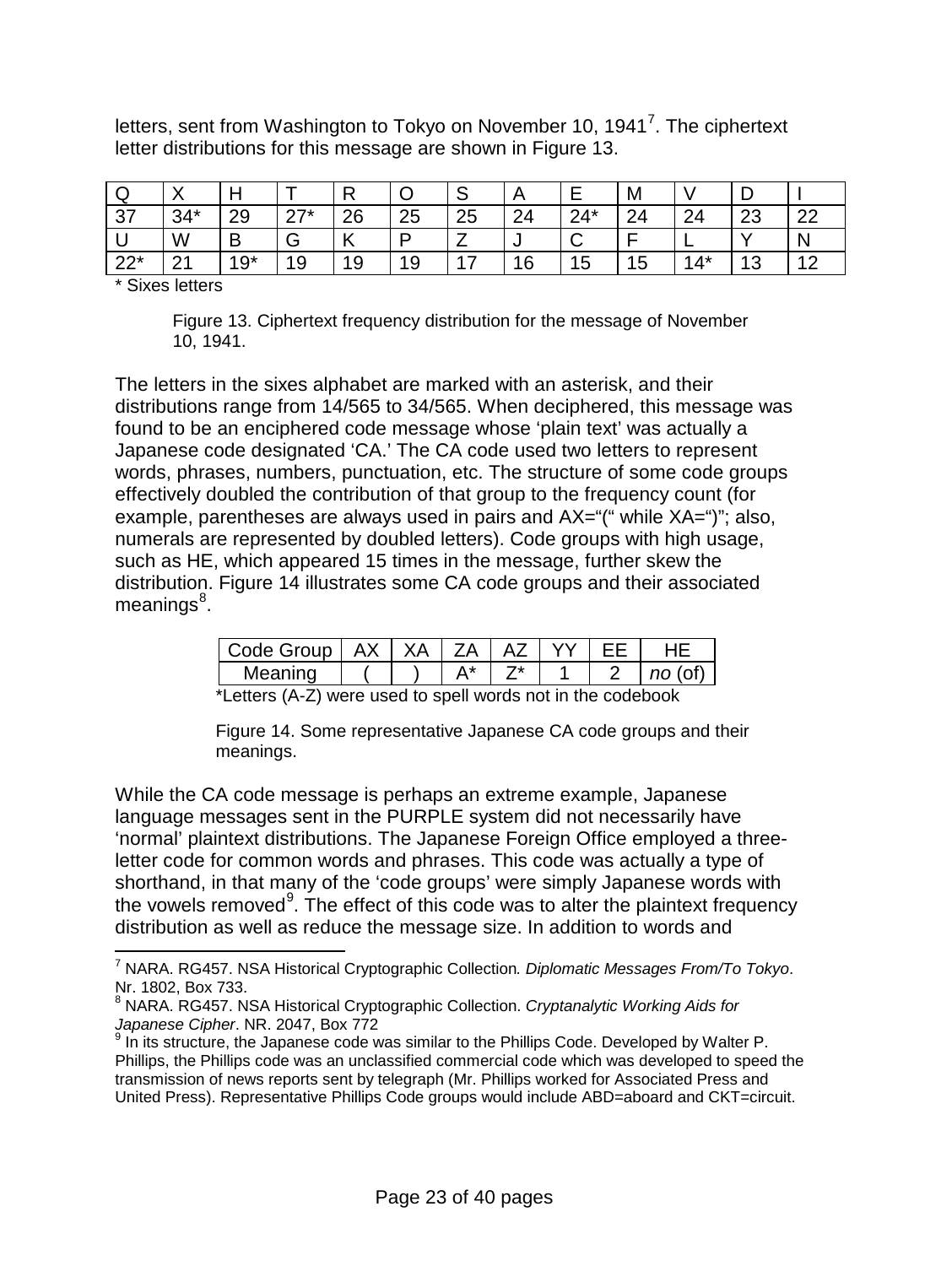letters, sent from Washington to Tokyo on November 10, 1941[7]. The ciphertext letter distributions for this message are shown in Figure 13.

| Q | X | H | T | R | O | S | A | E | M | V | D | I |
|---|---|---|---|---|---|---|---|---|---|---|---|---|
| 37 | 34* | 29 | 27* | 26 | 25 | 25 | 24 | 24* | 24 | 24 | 23 | 22 |
| U | W | B | G | K | P | Z | J | C | F | L | Y | N |
| 22* | 21 | 19* | 19 | 19 | 19 | 17 | 16 | 15 | 15 | 14* | 13 | 12 |

* Sixes letters

Figure 13. Ciphertext frequency distribution for the message of November 10, 1941.

The letters in the sixes alphabet are marked with an asterisk, and their distributions range from 14/565 to 34/565. When deciphered, this message was found to be an enciphered code message whose 'plain text' was actually a Japanese code designated 'CA.' The CA code used two letters to represent words, phrases, numbers, punctuation, etc. The structure of some code groups effectively doubled the contribution of that group to the frequency count (for example, parentheses are always used in pairs and AX="(" while XA=")"; also, numerals are represented by doubled letters). Code groups with high usage, such as HE, which appeared 15 times in the message, further skew the distribution. Figure 14 illustrates some CA code groups and their associated meanings[8].

| Code Group | AX | XA | ZA | AZ | YY | EE | HE |
|---|---|---|---|---|---|---|---|
| Meaning | ( | ) | A* | Z* | 1 | 2 | *no* (of) |

*Letters (A-Z) were used to spell words not in the codebook

Figure 14. Some representative Japanese CA code groups and their meanings.

While the CA code message is perhaps an extreme example, Japanese language messages sent in the PURPLE system did not necessarily have 'normal' plaintext distributions. The Japanese Foreign Office employed a three-letter code for common words and phrases. This code was actually a type of shorthand, in that many of the 'code groups' were simply Japanese words with the vowels removed[9]. The effect of this code was to alter the plaintext frequency distribution as well as reduce the message size. In addition to words and

[7] NARA. RG457. NSA Historical Cryptographic Collection. *Diplomatic Messages From/To Tokyo*. Nr. 1802, Box 733.

[8] NARA. RG457. NSA Historical Cryptographic Collection. *Cryptanalytic Working Aids for Japanese Cipher*. NR. 2047, Box 772

[9] In its structure, the Japanese code was similar to the Phillips Code. Developed by Walter P. Phillips, the Phillips code was an unclassified commercial code which was developed to speed the transmission of news reports sent by telegraph (Mr. Phillips worked for Associated Press and United Press). Representative Phillips Code groups would include ABD=aboard and CKT=circuit.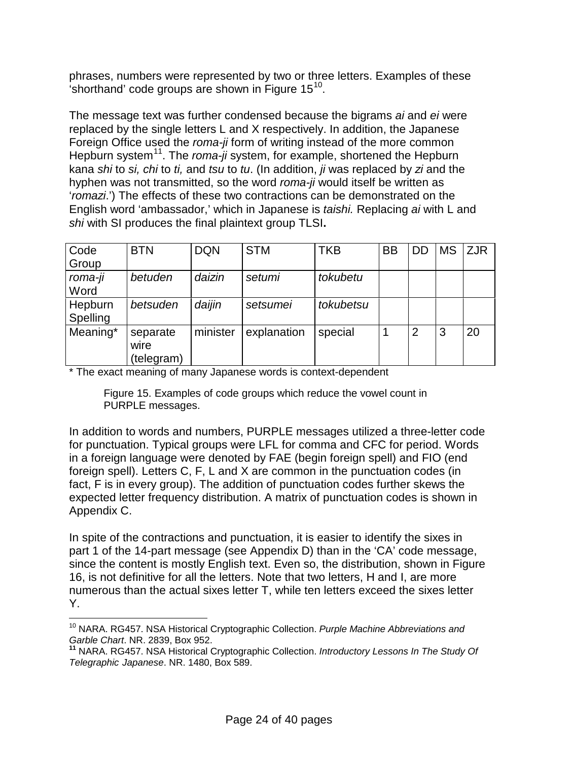phrases, numbers were represented by two or three letters. Examples of these 'shorthand' code groups are shown in Figure 15[10].

The message text was further condensed because the bigrams *ai* and *ei* were replaced by the single letters L and X respectively. In addition, the Japanese Foreign Office used the *roma-ji* form of writing instead of the more common Hepburn system[11]. The *roma-ji* system, for example, shortened the Hepburn kana *shi* to *si, chi* to *ti,* and *tsu* to *tu*. (In addition, *ji* was replaced by *zi* and the hyphen was not transmitted, so the word *roma-ji* would itself be written as '*romazi*.') The effects of these two contractions can be demonstrated on the English word 'ambassador,' which in Japanese is *taishi.* Replacing *ai* with L and *shi* with SI produces the final plaintext group TLSI**.**

| Code Group | BTN | DQN | STM | TKB | BB | DD | MS | ZJR |
|---|---|---|---|---|---|---|---|---|
| *roma-ji* Word | *betuden* | *daizin* | *setumi* | *tokubetu* | | | | |
| Hepburn Spelling | *betsuden* | *daijin* | *setsumei* | *tokubetsu* | | | | |
| Meaning* | separate wire (telegram) | minister | explanation | special | 1 | 2 | 3 | 20 |

\* The exact meaning of many Japanese words is context-dependent

Figure 15. Examples of code groups which reduce the vowel count in PURPLE messages.

In addition to words and numbers, PURPLE messages utilized a three-letter code for punctuation. Typical groups were LFL for comma and CFC for period. Words in a foreign language were denoted by FAE (begin foreign spell) and FIO (end foreign spell). Letters C, F, L and X are common in the punctuation codes (in fact, F is in every group). The addition of punctuation codes further skews the expected letter frequency distribution. A matrix of punctuation codes is shown in Appendix C.

In spite of the contractions and punctuation, it is easier to identify the sixes in part 1 of the 14-part message (see Appendix D) than in the 'CA' code message, since the content is mostly English text. Even so, the distribution, shown in Figure 16, is not definitive for all the letters. Note that two letters, H and I, are more numerous than the actual sixes letter T, while ten letters exceed the sixes letter Y.

---

[10] NARA. RG457. NSA Historical Cryptographic Collection. *Purple Machine Abbreviations and Garble Chart*. NR. 2839, Box 952.

[11] NARA. RG457. NSA Historical Cryptographic Collection. *Introductory Lessons In The Study Of Telegraphic Japanese*. NR. 1480, Box 589.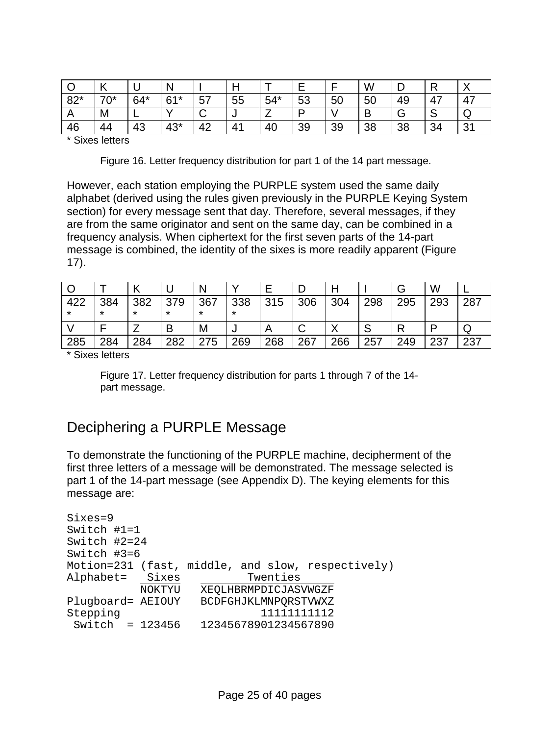| O | K | U | N | I | H | T | E | F | W | D | R | X |
|---|---|---|---|---|---|---|---|---|---|---|---|---|
| 82* | 70* | 64* | 61* | 57 | 55 | 54* | 53 | 50 | 50 | 49 | 47 | 47 |
| A | M | L | Y | C | J | Z | P | V | B | G | S | Q |
| 46 | 44 | 43 | 43* | 42 | 41 | 40 | 39 | 39 | 38 | 38 | 34 | 31 |

\* Sixes letters

Figure 16. Letter frequency distribution for part 1 of the 14 part message.

However, each station employing the PURPLE system used the same daily alphabet (derived using the rules given previously in the PURPLE Keying System section) for every message sent that day. Therefore, several messages, if they are from the same originator and sent on the same day, can be combined in a frequency analysis. When ciphertext for the first seven parts of the 14-part message is combined, the identity of the sixes is more readily apparent (Figure 17).

| O | T | K | U | N | Y | E | D | H | I | G | W | L |
|---|---|---|---|---|---|---|---|---|---|---|---|---|
| 422* | 384* | 382* | 379* | 367* | 338* | 315 | 306 | 304 | 298 | 295 | 293 | 287 |
| V | F | Z | B | M | J | A | C | X | S | R | P | Q |
| 285 | 284 | 284 | 282 | 275 | 269 | 268 | 267 | 266 | 257 | 249 | 237 | 237 |

\* Sixes letters

Figure 17. Letter frequency distribution for parts 1 through 7 of the 14-part message.

## Deciphering a PURPLE Message

To demonstrate the functioning of the PURPLE machine, decipherment of the first three letters of a message will be demonstrated. The message selected is part 1 of the 14-part message (see Appendix D). The keying elements for this message are:

```
Sixes=9
Switch #1=1
Switch #2=24
Switch #3=6
Motion=231 (fast, middle, and slow, respectively)
Alphabet=   Sixes          Twenties
           NOKTYU   XEQLHBRMPDICJASVWGZF
Plugboard= AEIOUY   BCDFGHJKLMNPQRSTVWXZ
Stepping                     11111111112
 Switch  = 123456   12345678901234567890
```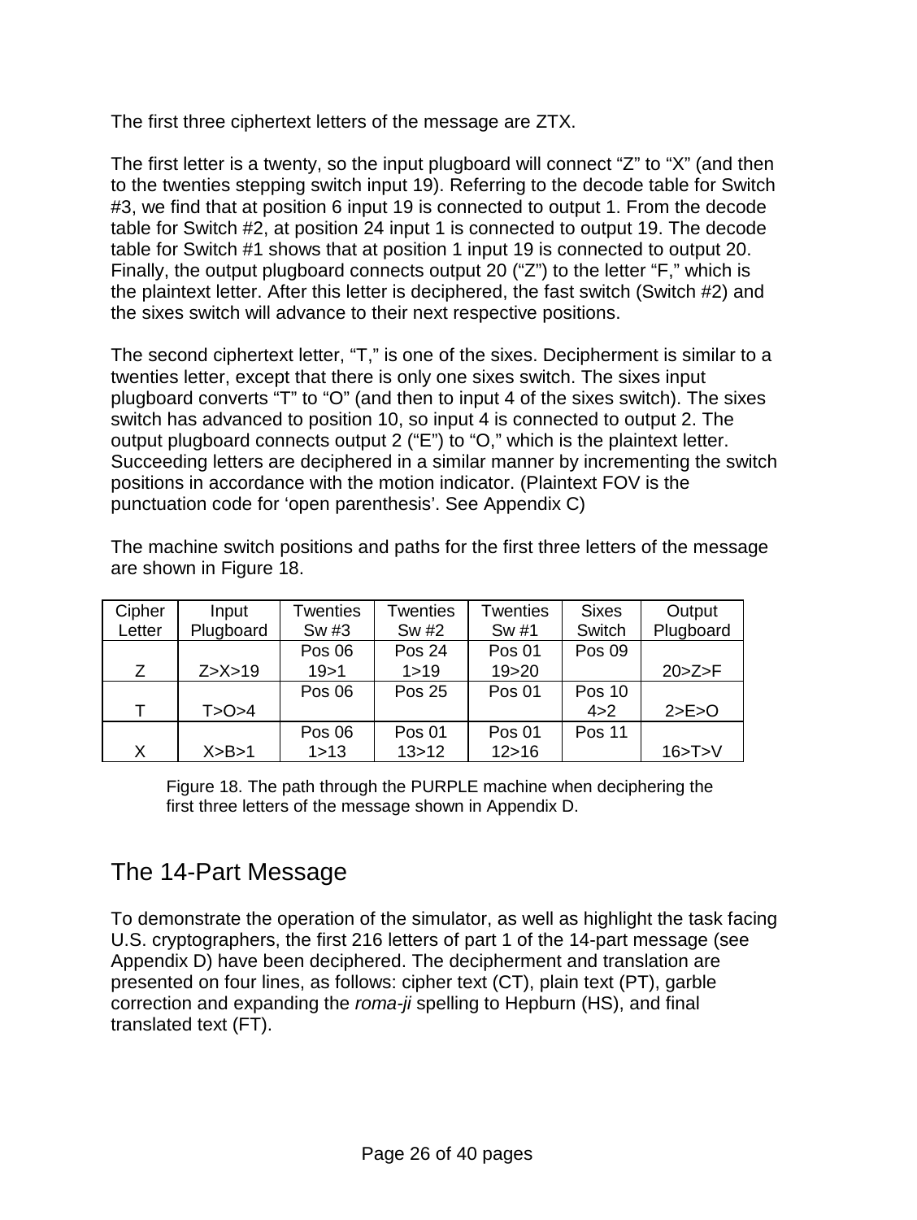The first three ciphertext letters of the message are ZTX.

The first letter is a twenty, so the input plugboard will connect “Z” to “X” (and then to the twenties stepping switch input 19). Referring to the decode table for Switch #3, we find that at position 6 input 19 is connected to output 1. From the decode table for Switch #2, at position 24 input 1 is connected to output 19. The decode table for Switch #1 shows that at position 1 input 19 is connected to output 20. Finally, the output plugboard connects output 20 (“Z”) to the letter “F,” which is the plaintext letter. After this letter is deciphered, the fast switch (Switch #2) and the sixes switch will advance to their next respective positions.

The second ciphertext letter, “T,” is one of the sixes. Decipherment is similar to a twenties letter, except that there is only one sixes switch. The sixes input plugboard converts “T” to “O” (and then to input 4 of the sixes switch). The sixes switch has advanced to position 10, so input 4 is connected to output 2. The output plugboard connects output 2 (“E”) to “O,” which is the plaintext letter. Succeeding letters are deciphered in a similar manner by incrementing the switch positions in accordance with the motion indicator. (Plaintext FOV is the punctuation code for ‘open parenthesis’. See Appendix C)

The machine switch positions and paths for the first three letters of the message are shown in Figure 18.

| Cipher Letter | Input Plugboard | Twenties Sw #3 | Twenties Sw #2 | Twenties Sw #1 | Sixes Switch | Output Plugboard |
|---|---|---|---|---|---|---|
| Z | Z>X>19 | Pos 06 19>1 | Pos 24 1>19 | Pos 01 19>20 | Pos 09 | 20>Z>F |
| T | T>O>4 | Pos 06 | Pos 25 | Pos 01 | Pos 10 4>2 | 2>E>O |
| X | X>B>1 | Pos 06 1>13 | Pos 01 13>12 | Pos 01 12>16 | Pos 11 | 16>T>V |

Figure 18. The path through the PURPLE machine when deciphering the first three letters of the message shown in Appendix D.

## The 14-Part Message

To demonstrate the operation of the simulator, as well as highlight the task facing U.S. cryptographers, the first 216 letters of part 1 of the 14-part message (see Appendix D) have been deciphered. The decipherment and translation are presented on four lines, as follows: cipher text (CT), plain text (PT), garble correction and expanding the *roma-ji* spelling to Hepburn (HS), and final translated text (FT).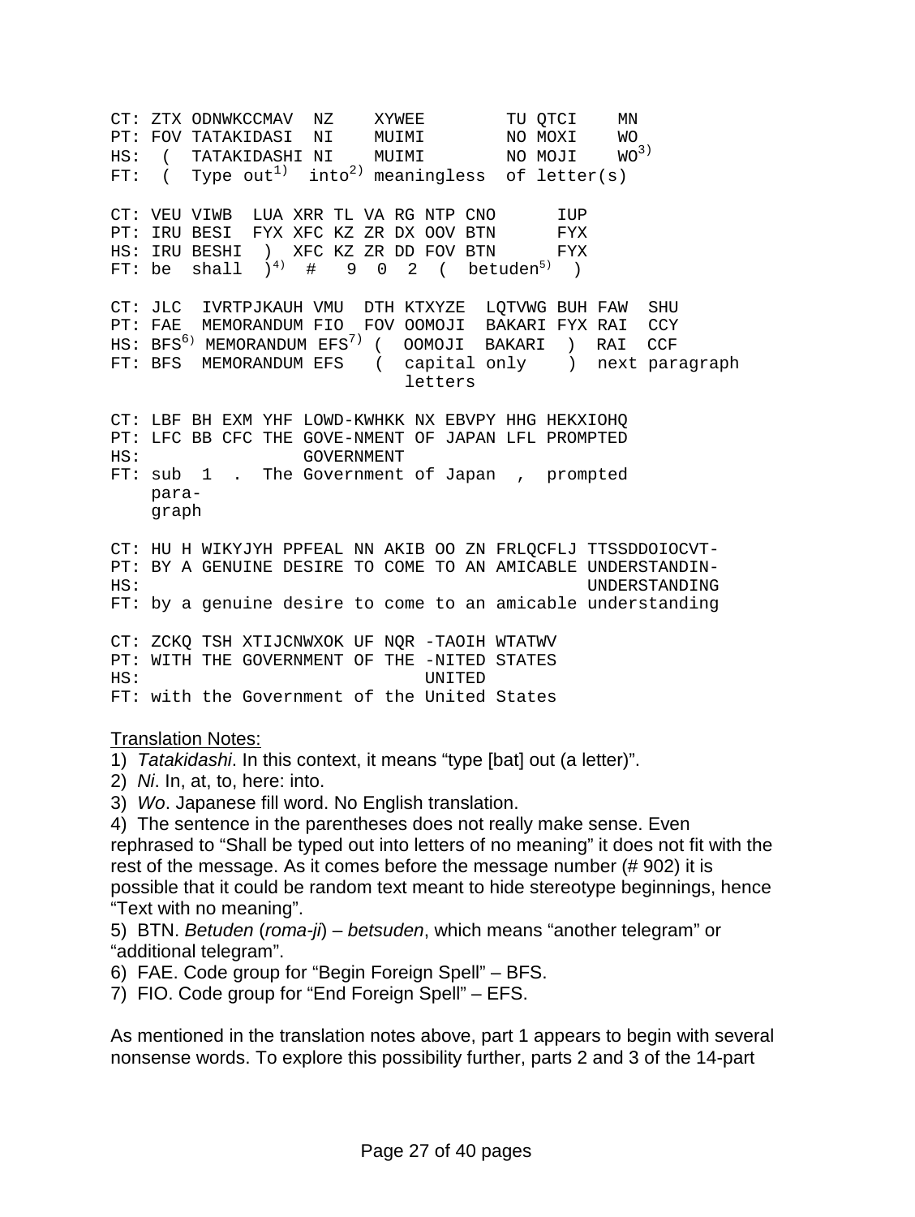```
CT: ZTX ODNWKCCMAV  NZ    XYWEE        TU QTCI    MN
PT: FOV TATAKIDASI  NI    MUIMI        NO MOXI    WO
HS:  (  TATAKIDASHI NI    MUIMI        NO MOJI    WO3)
FT:  (  Type out1)  into2) meaningless  of letter(s)

CT: VEU VIWB  LUA XRR TL VA RG NTP CNO      IUP
PT: IRU BESI  FYX XFC KZ ZR DX OOV BTN      FYX
HS: IRU BESHI  )  XFC KZ ZR DD FOV BTN      FYX
FT: be  shall  )4)  #   9  0  2  (  betuden5)  )

CT: JLC  IVRTPJKAUH VMU  DTH KTXYZE  LQTVWG BUH FAW  SHU
PT: FAE  MEMORANDUM FIO  FOV OOMOJI  BAKARI FYX RAI  CCY
HS: BFS6) MEMORANDUM EFS7) (  OOMOJI  BAKARI  )  RAI  CCF
FT: BFS  MEMORANDUM EFS   (  capital only    )  next paragraph
                             letters

CT: LBF BH EXM YHF LOWD-KWHKK NX EBVPY HHG HEKXIOHQ
PT: LFC BB CFC THE GOVE-NMENT OF JAPAN LFL PROMPTED
HS:                GOVERNMENT
FT: sub  1  .  The Government of Japan  ,  prompted
    para-
    graph

CT: HU H WIKYJYH PPFEAL NN AKIB OO ZN FRLQCFLJ TTSSDDOIOCVT-
PT: BY A GENUINE DESIRE TO COME TO AN AMICABLE UNDERSTANDIN-
HS:                                            UNDERSTANDING
FT: by a genuine desire to come to an amicable understanding

CT: ZCKQ TSH XTIJCNWXOK UF NQR -TAOIH WTATWV
PT: WITH THE GOVERNMENT OF THE -NITED STATES
HS:                            UNITED
FT: with the Government of the United States
```

Translation Notes:

1) *Tatakidashi*. In this context, it means "type [bat] out (a letter)".
2) *Ni*. In, at, to, here: into.
3) *Wo*. Japanese fill word. No English translation.
4) The sentence in the parentheses does not really make sense. Even rephrased to "Shall be typed out into letters of no meaning" it does not fit with the rest of the message. As it comes before the message number (# 902) it is possible that it could be random text meant to hide stereotype beginnings, hence "Text with no meaning".
5) BTN. *Betuden* (*roma-ji*) – *betsuden*, which means "another telegram" or "additional telegram".
6) FAE. Code group for "Begin Foreign Spell" – BFS.
7) FIO. Code group for "End Foreign Spell" – EFS.

As mentioned in the translation notes above, part 1 appears to begin with several nonsense words. To explore this possibility further, parts 2 and 3 of the 14-part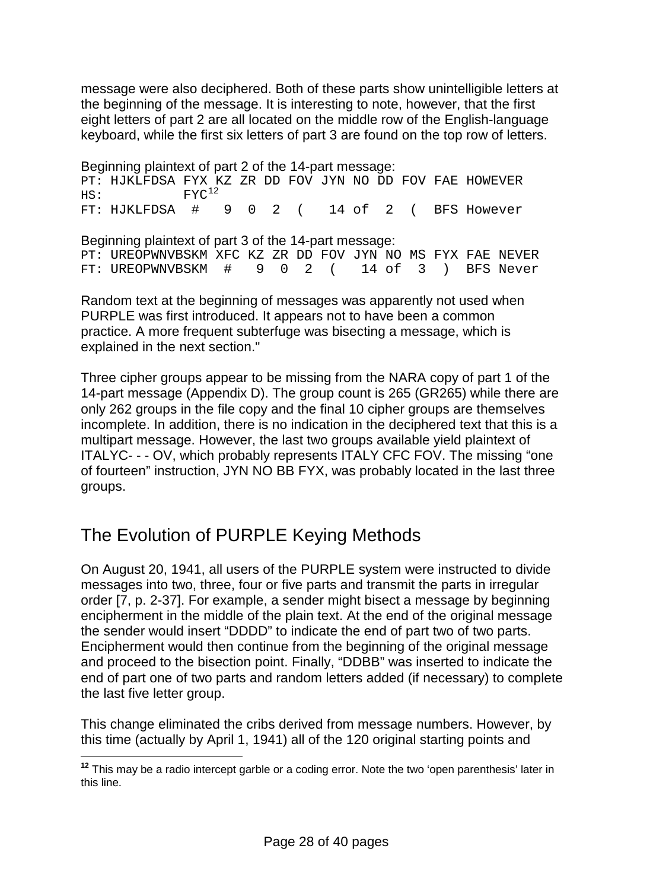message were also deciphered. Both of these parts show unintelligible letters at the beginning of the message. It is interesting to note, however, that the first eight letters of part 2 are all located on the middle row of the English-language keyboard, while the first six letters of part 3 are found on the top row of letters.

Beginning plaintext of part 2 of the 14-part message:

```
PT: HJKLFDSA FYX KZ ZR DD FOV JYN NO DD FOV FAE HOWEVER
HS:          FYC[12]
FT: HJKLFDSA  #   9  0  2  (   14 of  2  (  BFS However
```

Beginning plaintext of part 3 of the 14-part message:

```
PT: UREOPWNVBSKM XFC KZ ZR DD FOV JYN NO MS FYX FAE NEVER
FT: UREOPWNVBSKM  #   9  0  2  (   14 of  3  )  BFS Never
```

Random text at the beginning of messages was apparently not used when PURPLE was first introduced. It appears not to have been a common practice. A more frequent subterfuge was bisecting a message, which is explained in the next section."

Three cipher groups appear to be missing from the NARA copy of part 1 of the 14-part message (Appendix D). The group count is 265 (GR265) while there are only 262 groups in the file copy and the final 10 cipher groups are themselves incomplete. In addition, there is no indication in the deciphered text that this is a multipart message. However, the last two groups available yield plaintext of ITALYC- - - OV, which probably represents ITALY CFC FOV. The missing "one of fourteen" instruction, JYN NO BB FYX, was probably located in the last three groups.

## The Evolution of PURPLE Keying Methods

On August 20, 1941, all users of the PURPLE system were instructed to divide messages into two, three, four or five parts and transmit the parts in irregular order [7, p. 2-37]. For example, a sender might bisect a message by beginning encipherment in the middle of the plain text. At the end of the original message the sender would insert "DDDD" to indicate the end of part two of two parts. Encipherment would then continue from the beginning of the original message and proceed to the bisection point. Finally, "DDBB" was inserted to indicate the end of part one of two parts and random letters added (if necessary) to complete the last five letter group.

This change eliminated the cribs derived from message numbers. However, by this time (actually by April 1, 1941) all of the 120 original starting points and

---

[12] This may be a radio intercept garble or a coding error. Note the two 'open parenthesis' later in this line.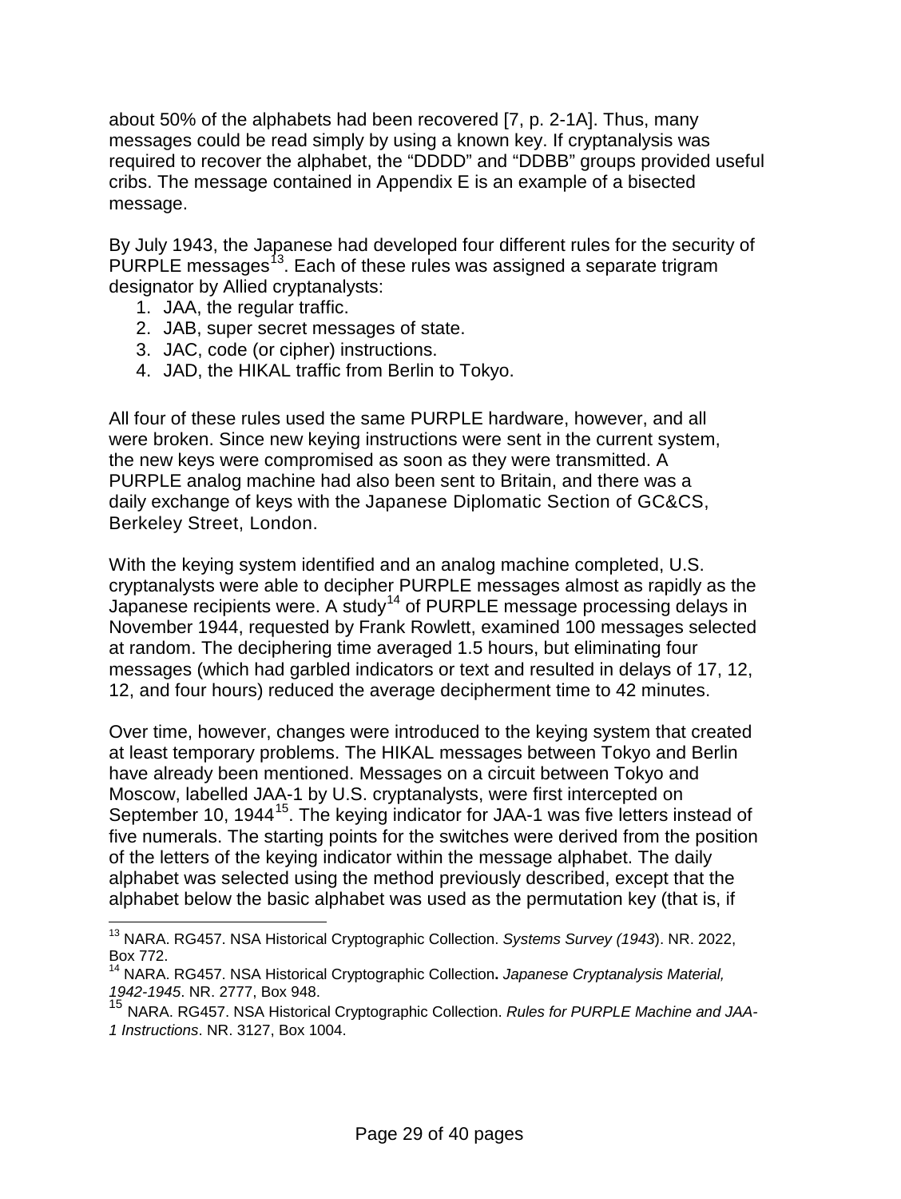about 50% of the alphabets had been recovered [7, p. 2-1A]. Thus, many messages could be read simply by using a known key. If cryptanalysis was required to recover the alphabet, the "DDDD" and "DDBB" groups provided useful cribs. The message contained in Appendix E is an example of a bisected message.

By July 1943, the Japanese had developed four different rules for the security of PURPLE messages[13]. Each of these rules was assigned a separate trigram designator by Allied cryptanalysts:

1. JAA, the regular traffic.
2. JAB, super secret messages of state.
3. JAC, code (or cipher) instructions.
4. JAD, the HIKAL traffic from Berlin to Tokyo.

All four of these rules used the same PURPLE hardware, however, and all were broken. Since new keying instructions were sent in the current system, the new keys were compromised as soon as they were transmitted. A PURPLE analog machine had also been sent to Britain, and there was a daily exchange of keys with the Japanese Diplomatic Section of GC&CS, Berkeley Street, London.

With the keying system identified and an analog machine completed, U.S. cryptanalysts were able to decipher PURPLE messages almost as rapidly as the Japanese recipients were. A study[14] of PURPLE message processing delays in November 1944, requested by Frank Rowlett, examined 100 messages selected at random. The deciphering time averaged 1.5 hours, but eliminating four messages (which had garbled indicators or text and resulted in delays of 17, 12, 12, and four hours) reduced the average decipherment time to 42 minutes.

Over time, however, changes were introduced to the keying system that created at least temporary problems. The HIKAL messages between Tokyo and Berlin have already been mentioned. Messages on a circuit between Tokyo and Moscow, labelled JAA-1 by U.S. cryptanalysts, were first intercepted on September 10, 1944[15]. The keying indicator for JAA-1 was five letters instead of five numerals. The starting points for the switches were derived from the position of the letters of the keying indicator within the message alphabet. The daily alphabet was selected using the method previously described, except that the alphabet below the basic alphabet was used as the permutation key (that is, if

---

[13] NARA. RG457. NSA Historical Cryptographic Collection. *Systems Survey (1943*). NR. 2022, Box 772.

[14] NARA. RG457. NSA Historical Cryptographic Collection**.** *Japanese Cryptanalysis Material, 1942-1945*. NR. 2777, Box 948.

[15] NARA. RG457. NSA Historical Cryptographic Collection. *Rules for PURPLE Machine and JAA-1 Instructions*. NR. 3127, Box 1004.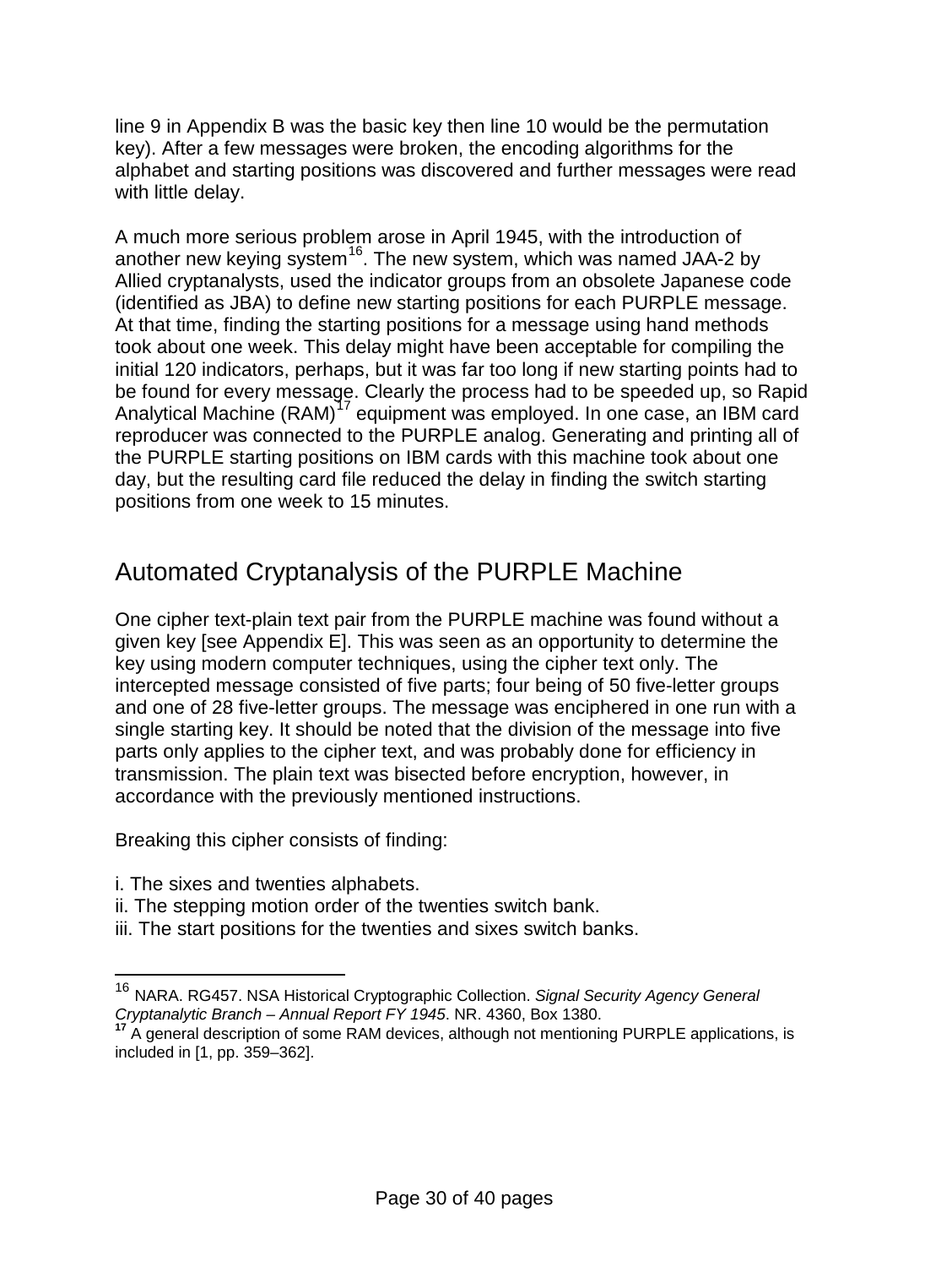line 9 in Appendix B was the basic key then line 10 would be the permutation key). After a few messages were broken, the encoding algorithms for the alphabet and starting positions was discovered and further messages were read with little delay.

A much more serious problem arose in April 1945, with the introduction of another new keying system[16]. The new system, which was named JAA-2 by Allied cryptanalysts, used the indicator groups from an obsolete Japanese code (identified as JBA) to define new starting positions for each PURPLE message. At that time, finding the starting positions for a message using hand methods took about one week. This delay might have been acceptable for compiling the initial 120 indicators, perhaps, but it was far too long if new starting points had to be found for every message. Clearly the process had to be speeded up, so Rapid Analytical Machine (RAM)[17] equipment was employed. In one case, an IBM card reproducer was connected to the PURPLE analog. Generating and printing all of the PURPLE starting positions on IBM cards with this machine took about one day, but the resulting card file reduced the delay in finding the switch starting positions from one week to 15 minutes.

## Automated Cryptanalysis of the PURPLE Machine

One cipher text-plain text pair from the PURPLE machine was found without a given key [see Appendix E]. This was seen as an opportunity to determine the key using modern computer techniques, using the cipher text only. The intercepted message consisted of five parts; four being of 50 five-letter groups and one of 28 five-letter groups. The message was enciphered in one run with a single starting key. It should be noted that the division of the message into five parts only applies to the cipher text, and was probably done for efficiency in transmission. The plain text was bisected before encryption, however, in accordance with the previously mentioned instructions.

Breaking this cipher consists of finding:

i. The sixes and twenties alphabets.
ii. The stepping motion order of the twenties switch bank.
iii. The start positions for the twenties and sixes switch banks.

---

[16] NARA. RG457. NSA Historical Cryptographic Collection. *Signal Security Agency General Cryptanalytic Branch – Annual Report FY 1945*. NR. 4360, Box 1380.

[17] A general description of some RAM devices, although not mentioning PURPLE applications, is included in [1, pp. 359–362].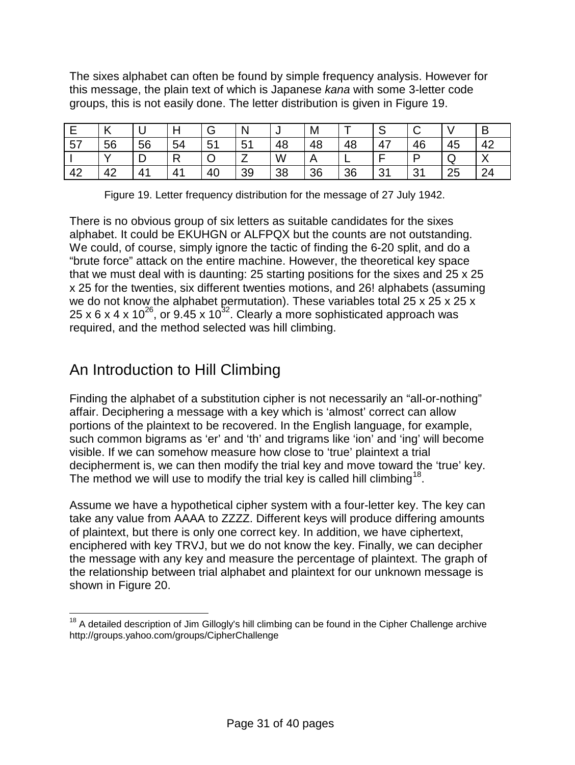The sixes alphabet can often be found by simple frequency analysis. However for this message, the plain text of which is Japanese *kana* with some 3-letter code groups, this is not easily done. The letter distribution is given in Figure 19.

| E | K | U | H | G | N | J | M | T | S | C | V | B |
|---|---|---|---|---|---|---|---|---|---|---|---|---|
| 57 | 56 | 56 | 54 | 51 | 51 | 48 | 48 | 48 | 47 | 46 | 45 | 42 |
| I | Y | D | R | O | Z | W | A | L | F | P | Q | X |
| 42 | 42 | 41 | 41 | 40 | 39 | 38 | 36 | 36 | 31 | 31 | 25 | 24 |

Figure 19. Letter frequency distribution for the message of 27 July 1942.

There is no obvious group of six letters as suitable candidates for the sixes alphabet. It could be EKUHGN or ALFPQX but the counts are not outstanding. We could, of course, simply ignore the tactic of finding the 6-20 split, and do a "brute force" attack on the entire machine. However, the theoretical key space that we must deal with is daunting: 25 starting positions for the sixes and 25 x 25 x 25 for the twenties, six different twenties motions, and 26! alphabets (assuming we do not know the alphabet permutation). These variables total $25 \times 25 \times 25 \times 25 \times 6 \times 4 \times 10^{26}$, or $9.45 \times 10^{32}$. Clearly a more sophisticated approach was required, and the method selected was hill climbing.

## An Introduction to Hill Climbing

Finding the alphabet of a substitution cipher is not necessarily an "all-or-nothing" affair. Deciphering a message with a key which is 'almost' correct can allow portions of the plaintext to be recovered. In the English language, for example, such common bigrams as 'er' and 'th' and trigrams like 'ion' and 'ing' will become visible. If we can somehow measure how close to 'true' plaintext a trial decipherment is, we can then modify the trial key and move toward the 'true' key. The method we will use to modify the trial key is called hill climbing[18].

Assume we have a hypothetical cipher system with a four-letter key. The key can take any value from AAAA to ZZZZ. Different keys will produce differing amounts of plaintext, but there is only one correct key. In addition, we have ciphertext, enciphered with key TRVJ, but we do not know the key. Finally, we can decipher the message with any key and measure the percentage of plaintext. The graph of the relationship between trial alphabet and plaintext for our unknown message is shown in Figure 20.

[18] A detailed description of Jim Gillogly's hill climbing can be found in the Cipher Challenge archive http://groups.yahoo.com/groups/CipherChallenge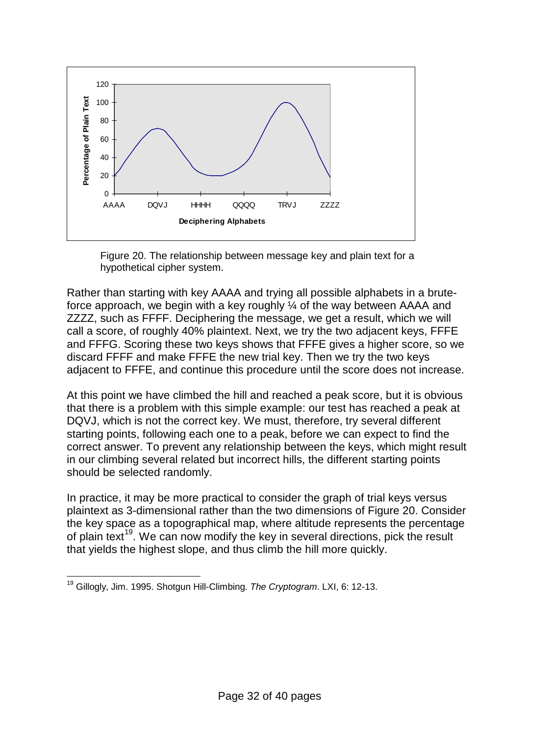Figure 20. The relationship between message key and plain text for a hypothetical cipher system.

Rather than starting with key AAAA and trying all possible alphabets in a brute-force approach, we begin with a key roughly ¼ of the way between AAAA and ZZZZ, such as FFFF. Deciphering the message, we get a result, which we will call a score, of roughly 40% plaintext. Next, we try the two adjacent keys, FFFE and FFFG. Scoring these two keys shows that FFFE gives a higher score, so we discard FFFF and make FFFE the new trial key. Then we try the two keys adjacent to FFFE, and continue this procedure until the score does not increase.

At this point we have climbed the hill and reached a peak score, but it is obvious that there is a problem with this simple example: our test has reached a peak at DQVJ, which is not the correct key. We must, therefore, try several different starting points, following each one to a peak, before we can expect to find the correct answer. To prevent any relationship between the keys, which might result in our climbing several related but incorrect hills, the different starting points should be selected randomly.

In practice, it may be more practical to consider the graph of trial keys versus plaintext as 3-dimensional rather than the two dimensions of Figure 20. Consider the key space as a topographical map, where altitude represents the percentage of plain text[19]. We can now modify the key in several directions, pick the result that yields the highest slope, and thus climb the hill more quickly.

---

[19] Gillogly, Jim. 1995. Shotgun Hill-Climbing. *The Cryptogram*. LXI, 6: 12-13.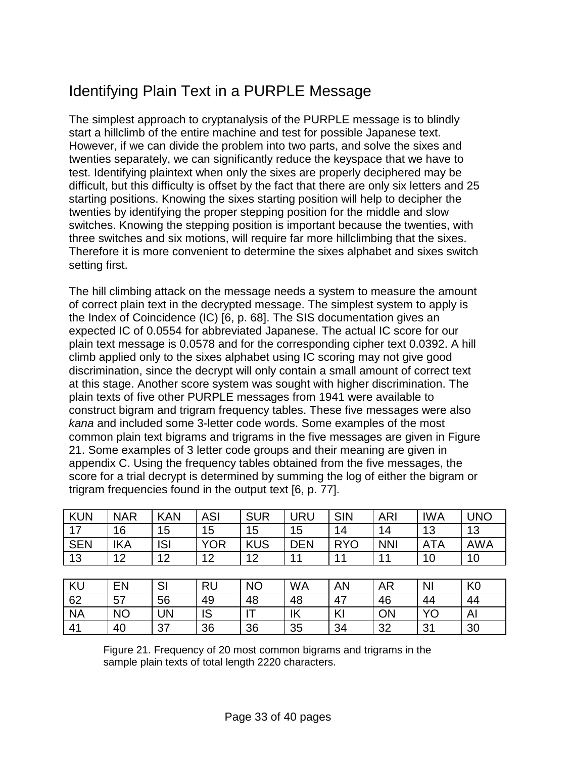## Identifying Plain Text in a PURPLE Message

The simplest approach to cryptanalysis of the PURPLE message is to blindly start a hillclimb of the entire machine and test for possible Japanese text. However, if we can divide the problem into two parts, and solve the sixes and twenties separately, we can significantly reduce the keyspace that we have to test. Identifying plaintext when only the sixes are properly deciphered may be difficult, but this difficulty is offset by the fact that there are only six letters and 25 starting positions. Knowing the sixes starting position will help to decipher the twenties by identifying the proper stepping position for the middle and slow switches. Knowing the stepping position is important because the twenties, with three switches and six motions, will require far more hillclimbing that the sixes. Therefore it is more convenient to determine the sixes alphabet and sixes switch setting first.

The hill climbing attack on the message needs a system to measure the amount of correct plain text in the decrypted message. The simplest system to apply is the Index of Coincidence (IC) [6, p. 68]. The SIS documentation gives an expected IC of 0.0554 for abbreviated Japanese. The actual IC score for our plain text message is 0.0578 and for the corresponding cipher text 0.0392. A hill climb applied only to the sixes alphabet using IC scoring may not give good discrimination, since the decrypt will only contain a small amount of correct text at this stage. Another score system was sought with higher discrimination. The plain texts of five other PURPLE messages from 1941 were available to construct bigram and trigram frequency tables. These five messages were also *kana* and included some 3-letter code words. Some examples of the most common plain text bigrams and trigrams in the five messages are given in Figure 21. Some examples of 3 letter code groups and their meaning are given in appendix C. Using the frequency tables obtained from the five messages, the score for a trial decrypt is determined by summing the log of either the bigram or trigram frequencies found in the output text [6, p. 77].

| KUN | NAR | KAN | ASI | SUR | URU | SIN | ARI | IWA | UNO |
|---|---|---|---|---|---|---|---|---|---|
| 17 | 16 | 15 | 15 | 15 | 15 | 14 | 14 | 13 | 13 |
| SEN | IKA | ISI | YOR | KUS | DEN | RYO | NNI | ATA | AWA |
| 13 | 12 | 12 | 12 | 12 | 11 | 11 | 11 | 10 | 10 |

| KU | EN | SI | RU | NO | WA | AN | AR | NI | K0 |
|---|---|---|---|---|---|---|---|---|---|
| 62 | 57 | 56 | 49 | 48 | 48 | 47 | 46 | 44 | 44 |
| NA | NO | UN | IS | IT | IK | KI | ON | YO | AI |
| 41 | 40 | 37 | 36 | 36 | 35 | 34 | 32 | 31 | 30 |

Figure 21. Frequency of 20 most common bigrams and trigrams in the sample plain texts of total length 2220 characters.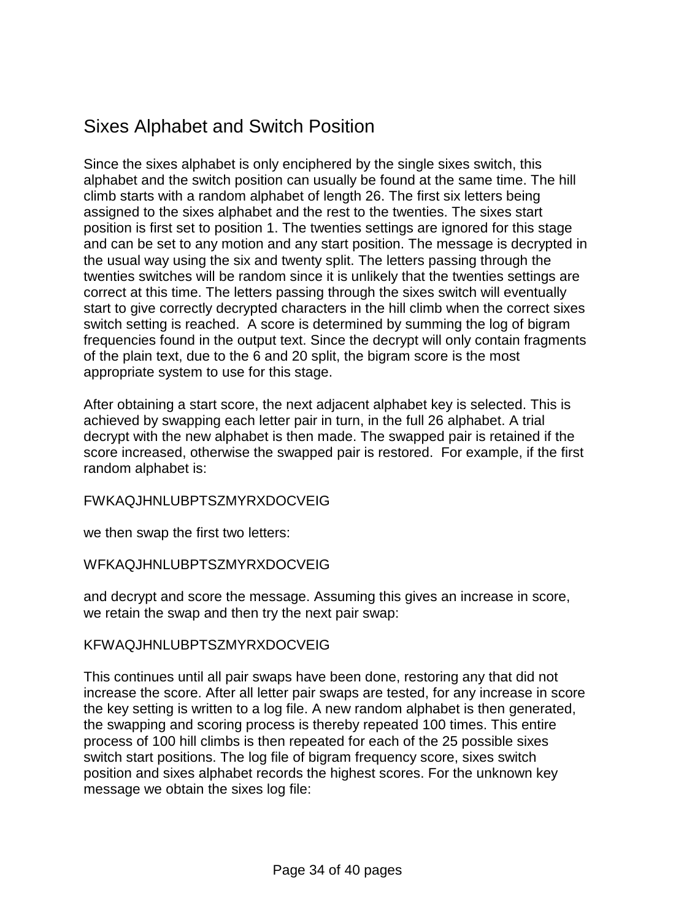## Sixes Alphabet and Switch Position

Since the sixes alphabet is only enciphered by the single sixes switch, this alphabet and the switch position can usually be found at the same time. The hill climb starts with a random alphabet of length 26. The first six letters being assigned to the sixes alphabet and the rest to the twenties. The sixes start position is first set to position 1. The twenties settings are ignored for this stage and can be set to any motion and any start position. The message is decrypted in the usual way using the six and twenty split. The letters passing through the twenties switches will be random since it is unlikely that the twenties settings are correct at this time. The letters passing through the sixes switch will eventually start to give correctly decrypted characters in the hill climb when the correct sixes switch setting is reached. A score is determined by summing the log of bigram frequencies found in the output text. Since the decrypt will only contain fragments of the plain text, due to the 6 and 20 split, the bigram score is the most appropriate system to use for this stage.

After obtaining a start score, the next adjacent alphabet key is selected. This is achieved by swapping each letter pair in turn, in the full 26 alphabet. A trial decrypt with the new alphabet is then made. The swapped pair is retained if the score increased, otherwise the swapped pair is restored. For example, if the first random alphabet is:

FWKAQJHNLUBPTSZMYRXDOCVEIG

we then swap the first two letters:

WFKAQJHNLUBPTSZMYRXDOCVEIG

and decrypt and score the message. Assuming this gives an increase in score, we retain the swap and then try the next pair swap:

KFWAQJHNLUBPTSZMYRXDOCVEIG

This continues until all pair swaps have been done, restoring any that did not increase the score. After all letter pair swaps are tested, for any increase in score the key setting is written to a log file. A new random alphabet is then generated, the swapping and scoring process is thereby repeated 100 times. This entire process of 100 hill climbs is then repeated for each of the 25 possible sixes switch start positions. The log file of bigram frequency score, sixes switch position and sixes alphabet records the highest scores. For the unknown key message we obtain the sixes log file: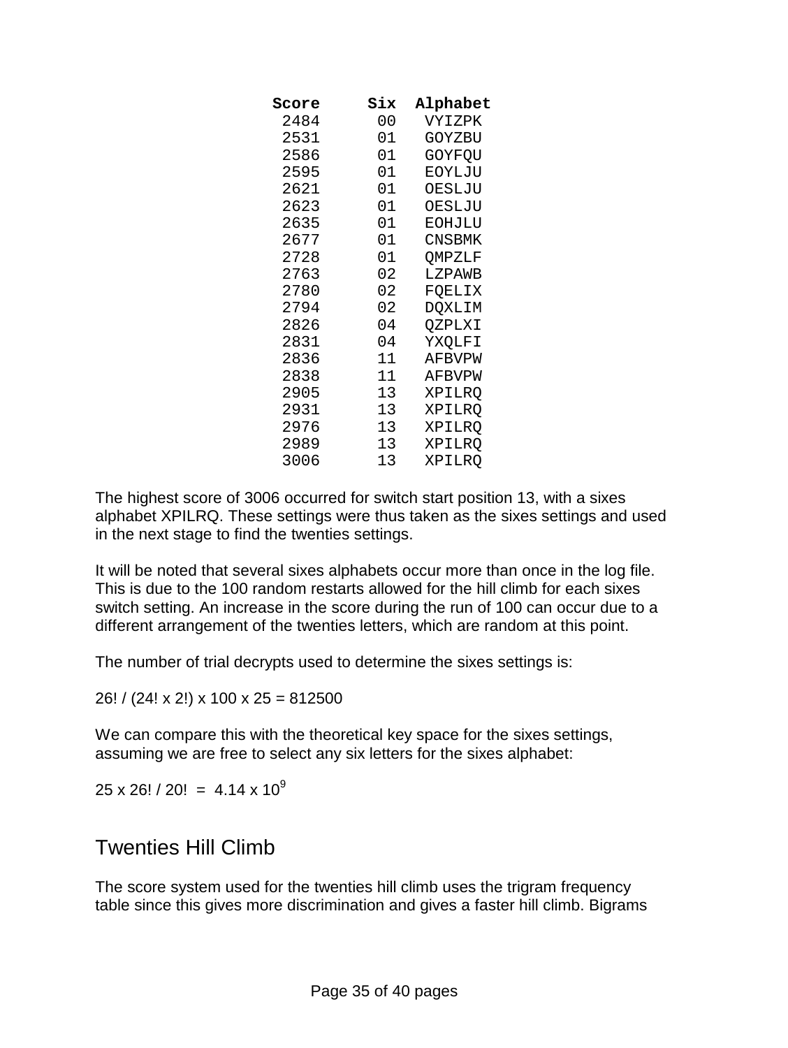| Score | Six | Alphabet |
|---|---|---|
| 2484 | 00 | VYIZPK |
| 2531 | 01 | GOYZBU |
| 2586 | 01 | GOYFQU |
| 2595 | 01 | EOYLJU |
| 2621 | 01 | OESLJU |
| 2623 | 01 | OESLJU |
| 2635 | 01 | EOHJLU |
| 2677 | 01 | CNSBMK |
| 2728 | 01 | QMPZLF |
| 2763 | 02 | LZPAWB |
| 2780 | 02 | FQELIX |
| 2794 | 02 | DQXLIM |
| 2826 | 04 | QZPLXI |
| 2831 | 04 | YXQLFI |
| 2836 | 11 | AFBVPW |
| 2838 | 11 | AFBVPW |
| 2905 | 13 | XPILRQ |
| 2931 | 13 | XPILRQ |
| 2976 | 13 | XPILRQ |
| 2989 | 13 | XPILRQ |
| 3006 | 13 | XPILRQ |

The highest score of 3006 occurred for switch start position 13, with a sixes alphabet XPILRQ. These settings were thus taken as the sixes settings and used in the next stage to find the twenties settings.

It will be noted that several sixes alphabets occur more than once in the log file. This is due to the 100 random restarts allowed for the hill climb for each sixes switch setting. An increase in the score during the run of 100 can occur due to a different arrangement of the twenties letters, which are random at this point.

The number of trial decrypts used to determine the sixes settings is:

$26! / (24! \times 2!) \times 100 \times 25 = 812500$

We can compare this with the theoretical key space for the sixes settings, assuming we are free to select any six letters for the sixes alphabet:

$25 \times 26! / 20! = 4.14 \times 10^9$

## Twenties Hill Climb

The score system used for the twenties hill climb uses the trigram frequency table since this gives more discrimination and gives a faster hill climb. Bigrams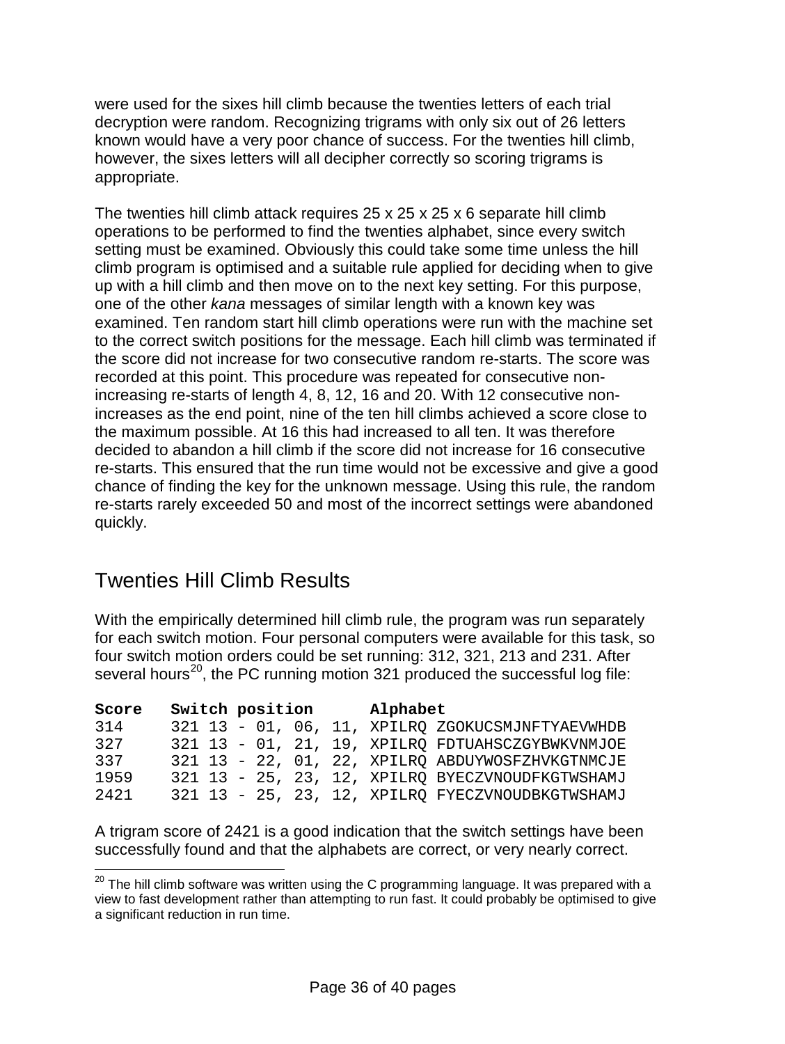were used for the sixes hill climb because the twenties letters of each trial decryption were random. Recognizing trigrams with only six out of 26 letters known would have a very poor chance of success. For the twenties hill climb, however, the sixes letters will all decipher correctly so scoring trigrams is appropriate.

The twenties hill climb attack requires 25 x 25 x 25 x 6 separate hill climb operations to be performed to find the twenties alphabet, since every switch setting must be examined. Obviously this could take some time unless the hill climb program is optimised and a suitable rule applied for deciding when to give up with a hill climb and then move on to the next key setting. For this purpose, one of the other *kana* messages of similar length with a known key was examined. Ten random start hill climb operations were run with the machine set to the correct switch positions for the message. Each hill climb was terminated if the score did not increase for two consecutive random re-starts. The score was recorded at this point. This procedure was repeated for consecutive non-increasing re-starts of length 4, 8, 12, 16 and 20. With 12 consecutive non-increases as the end point, nine of the ten hill climbs achieved a score close to the maximum possible. At 16 this had increased to all ten. It was therefore decided to abandon a hill climb if the score did not increase for 16 consecutive re-starts. This ensured that the run time would not be excessive and give a good chance of finding the key for the unknown message. Using this rule, the random re-starts rarely exceeded 50 and most of the incorrect settings were abandoned quickly.

## Twenties Hill Climb Results

With the empirically determined hill climb rule, the program was run separately for each switch motion. Four personal computers were available for this task, so four switch motion orders could be set running: 312, 321, 213 and 231. After several hours[20], the PC running motion 321 produced the successful log file:

```
Score   Switch position       Alphabet
314     321 13 - 01, 06, 11, XPILRQ ZGOKUCSMJNFTYAEVWHDB
327     321 13 - 01, 21, 19, XPILRQ FDTUAHSCZGYBWKVNMJOE
337     321 13 - 22, 01, 22, XPILRQ ABDUYWOSFZHVKGTNMCJE
1959    321 13 - 25, 23, 12, XPILRQ BYECZVNOUDFKGTWSHAMJ
2421    321 13 - 25, 23, 12, XPILRQ FYECZVNOUDBKGTWSHAMJ
```

A trigram score of 2421 is a good indication that the switch settings have been successfully found and that the alphabets are correct, or very nearly correct.

[20] The hill climb software was written using the C programming language. It was prepared with a view to fast development rather than attempting to run fast. It could probably be optimised to give a significant reduction in run time.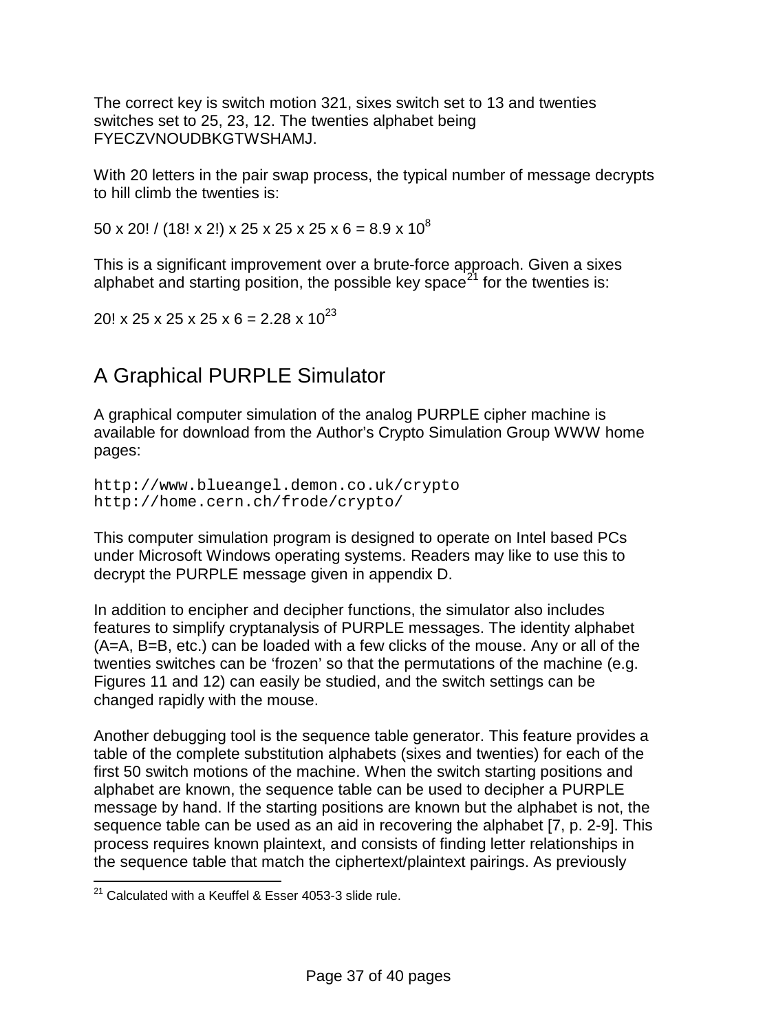The correct key is switch motion 321, sixes switch set to 13 and twenties switches set to 25, 23, 12. The twenties alphabet being FYECZVNOUDBKGTWSHAMJ.

With 20 letters in the pair swap process, the typical number of message decrypts to hill climb the twenties is:

$$50 \times 20! / (18! \times 2!) \times 25 \times 25 \times 25 \times 6 = 8.9 \times 10^8$$

This is a significant improvement over a brute-force approach. Given a sixes alphabet and starting position, the possible key space[21] for the twenties is:

$$20! \times 25 \times 25 \times 25 \times 6 = 2.28 \times 10^{23}$$

## A Graphical PURPLE Simulator

A graphical computer simulation of the analog PURPLE cipher machine is available for download from the Author's Crypto Simulation Group WWW home pages:

```
http://www.blueangel.demon.co.uk/crypto
http://home.cern.ch/frode/crypto/
```

This computer simulation program is designed to operate on Intel based PCs under Microsoft Windows operating systems. Readers may like to use this to decrypt the PURPLE message given in appendix D.

In addition to encipher and decipher functions, the simulator also includes features to simplify cryptanalysis of PURPLE messages. The identity alphabet (A=A, B=B, etc.) can be loaded with a few clicks of the mouse. Any or all of the twenties switches can be 'frozen' so that the permutations of the machine (e.g. Figures 11 and 12) can easily be studied, and the switch settings can be changed rapidly with the mouse.

Another debugging tool is the sequence table generator. This feature provides a table of the complete substitution alphabets (sixes and twenties) for each of the first 50 switch motions of the machine. When the switch starting positions and alphabet are known, the sequence table can be used to decipher a PURPLE message by hand. If the starting positions are known but the alphabet is not, the sequence table can be used as an aid in recovering the alphabet [7, p. 2-9]. This process requires known plaintext, and consists of finding letter relationships in the sequence table that match the ciphertext/plaintext pairings. As previously

[21] Calculated with a Keuffel & Esser 4053-3 slide rule.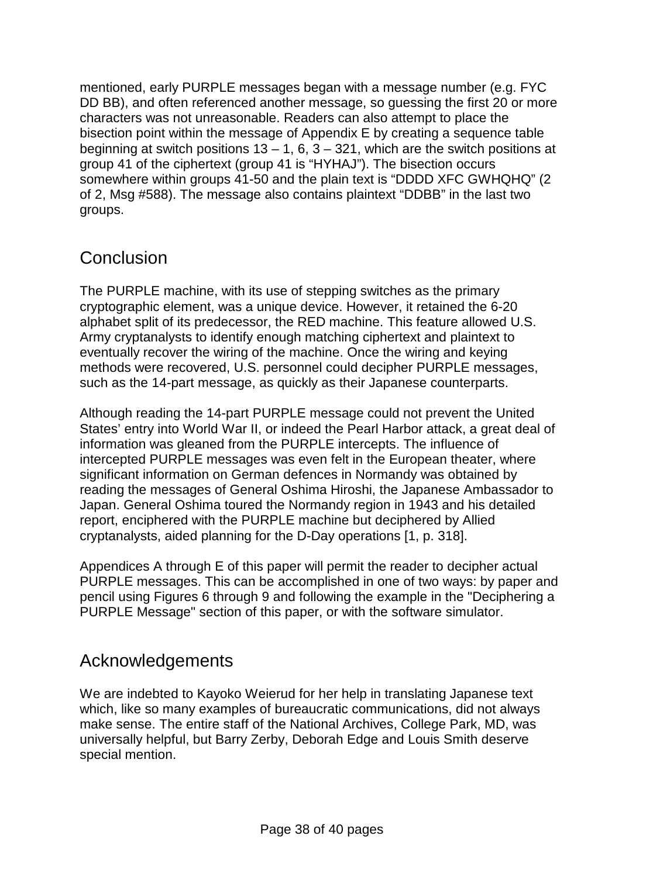mentioned, early PURPLE messages began with a message number (e.g. FYC DD BB), and often referenced another message, so guessing the first 20 or more characters was not unreasonable. Readers can also attempt to place the bisection point within the message of Appendix E by creating a sequence table beginning at switch positions 13 – 1, 6, 3 – 321, which are the switch positions at group 41 of the ciphertext (group 41 is "HYHAJ"). The bisection occurs somewhere within groups 41-50 and the plain text is "DDDD XFC GWHQHQ" (2 of 2, Msg #588). The message also contains plaintext "DDBB" in the last two groups.

## Conclusion

The PURPLE machine, with its use of stepping switches as the primary cryptographic element, was a unique device. However, it retained the 6-20 alphabet split of its predecessor, the RED machine. This feature allowed U.S. Army cryptanalysts to identify enough matching ciphertext and plaintext to eventually recover the wiring of the machine. Once the wiring and keying methods were recovered, U.S. personnel could decipher PURPLE messages, such as the 14-part message, as quickly as their Japanese counterparts.

Although reading the 14-part PURPLE message could not prevent the United States' entry into World War II, or indeed the Pearl Harbor attack, a great deal of information was gleaned from the PURPLE intercepts. The influence of intercepted PURPLE messages was even felt in the European theater, where significant information on German defences in Normandy was obtained by reading the messages of General Oshima Hiroshi, the Japanese Ambassador to Japan. General Oshima toured the Normandy region in 1943 and his detailed report, enciphered with the PURPLE machine but deciphered by Allied cryptanalysts, aided planning for the D-Day operations [1, p. 318].

Appendices A through E of this paper will permit the reader to decipher actual PURPLE messages. This can be accomplished in one of two ways: by paper and pencil using Figures 6 through 9 and following the example in the "Deciphering a PURPLE Message" section of this paper, or with the software simulator.

## Acknowledgements

We are indebted to Kayoko Weierud for her help in translating Japanese text which, like so many examples of bureaucratic communications, did not always make sense. The entire staff of the National Archives, College Park, MD, was universally helpful, but Barry Zerby, Deborah Edge and Louis Smith deserve special mention.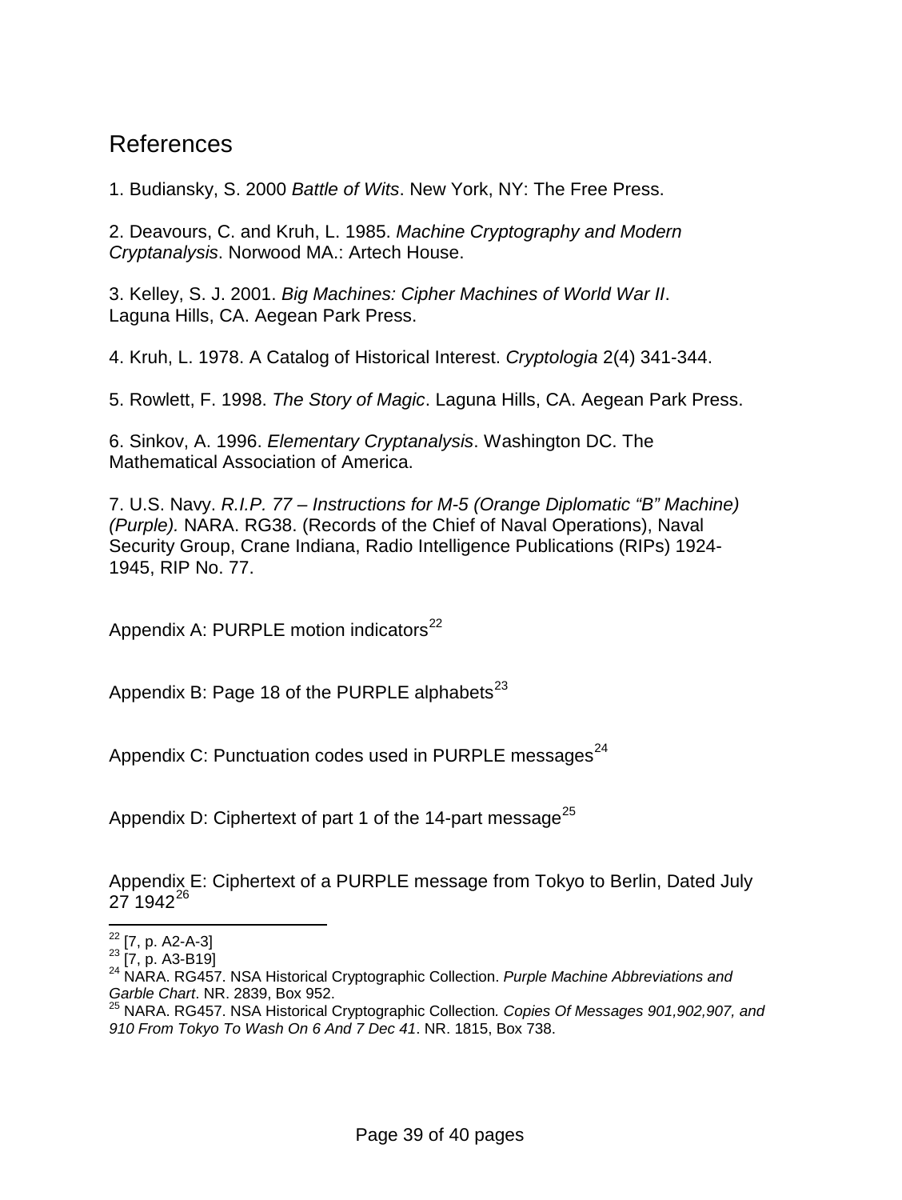# References

1. Budiansky, S. 2000 *Battle of Wits*. New York, NY: The Free Press.

2. Deavours, C. and Kruh, L. 1985. *Machine Cryptography and Modern Cryptanalysis*. Norwood MA.: Artech House.

3. Kelley, S. J. 2001. *Big Machines: Cipher Machines of World War II*. Laguna Hills, CA. Aegean Park Press.

4. Kruh, L. 1978. A Catalog of Historical Interest. *Cryptologia* 2(4) 341-344.

5. Rowlett, F. 1998. *The Story of Magic*. Laguna Hills, CA. Aegean Park Press.

6. Sinkov, A. 1996. *Elementary Cryptanalysis*. Washington DC. The Mathematical Association of America.

7. U.S. Navy. *R.I.P. 77 – Instructions for M-5 (Orange Diplomatic "B" Machine) (Purple).* NARA. RG38. (Records of the Chief of Naval Operations), Naval Security Group, Crane Indiana, Radio Intelligence Publications (RIPs) 1924-1945, RIP No. 77.

## Appendix A: PURPLE motion indicators[22]

## Appendix B: Page 18 of the PURPLE alphabets[23]

## Appendix C: Punctuation codes used in PURPLE messages[24]

## Appendix D: Ciphertext of part 1 of the 14-part message[25]

## Appendix E: Ciphertext of a PURPLE message from Tokyo to Berlin, Dated July 27 1942[26]

---

[22] [7, p. A2-A-3]

[23] [7, p. A3-B19]

[24] NARA. RG457. NSA Historical Cryptographic Collection. *Purple Machine Abbreviations and Garble Chart*. NR. 2839, Box 952.

[25] NARA. RG457. NSA Historical Cryptographic Collection*. Copies Of Messages 901,902,907, and 910 From Tokyo To Wash On 6 And 7 Dec 41*. NR. 1815, Box 738.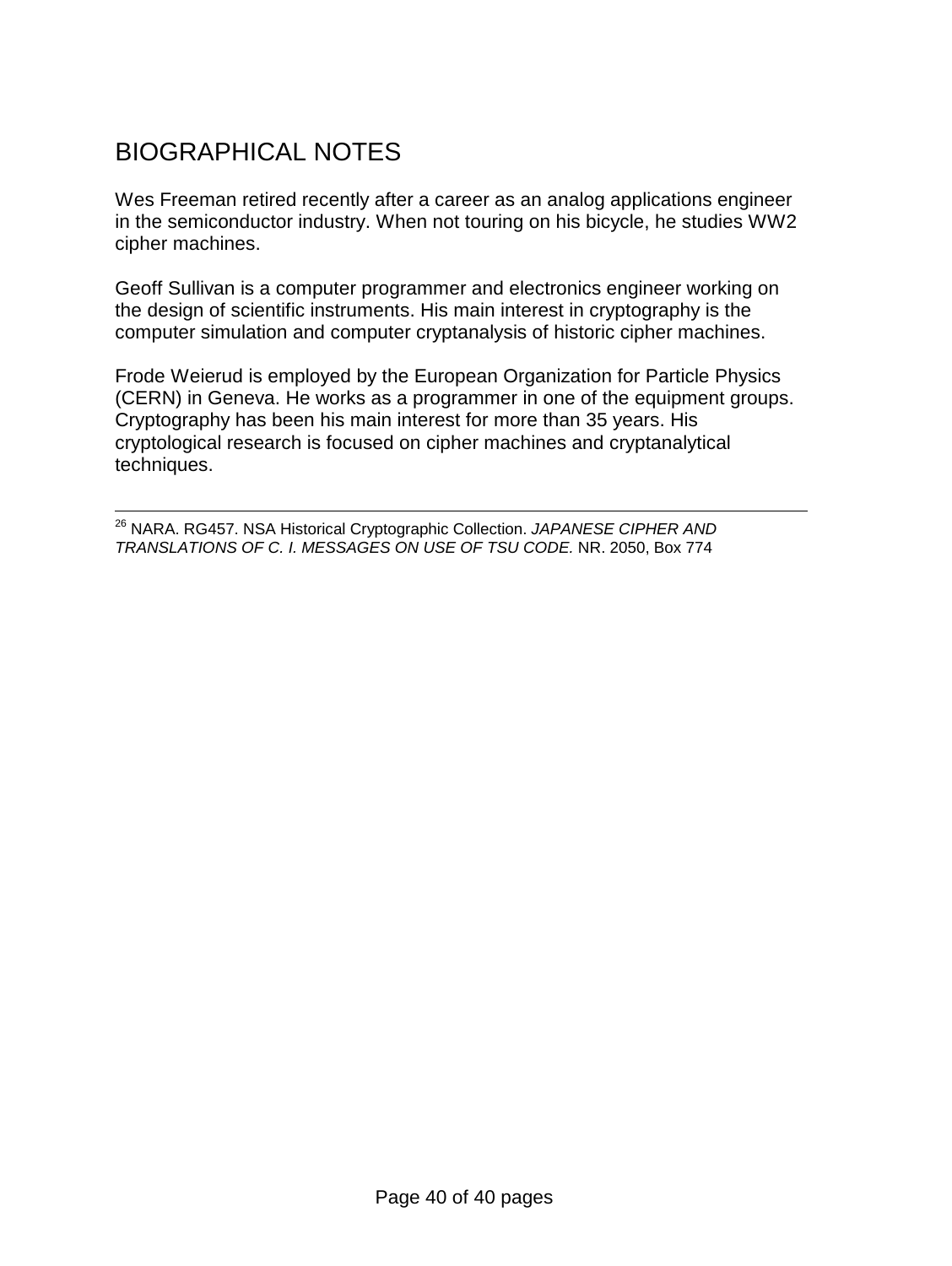# BIOGRAPHICAL NOTES

Wes Freeman retired recently after a career as an analog applications engineer in the semiconductor industry. When not touring on his bicycle, he studies WW2 cipher machines.

Geoff Sullivan is a computer programmer and electronics engineer working on the design of scientific instruments. His main interest in cryptography is the computer simulation and computer cryptanalysis of historic cipher machines.

Frode Weierud is employed by the European Organization for Particle Physics (CERN) in Geneva. He works as a programmer in one of the equipment groups. Cryptography has been his main interest for more than 35 years. His cryptological research is focused on cipher machines and cryptanalytical techniques.

---

[26] NARA. RG457. NSA Historical Cryptographic Collection. *JAPANESE CIPHER AND TRANSLATIONS OF C. I. MESSAGES ON USE OF TSU CODE.* NR. 2050, Box 774